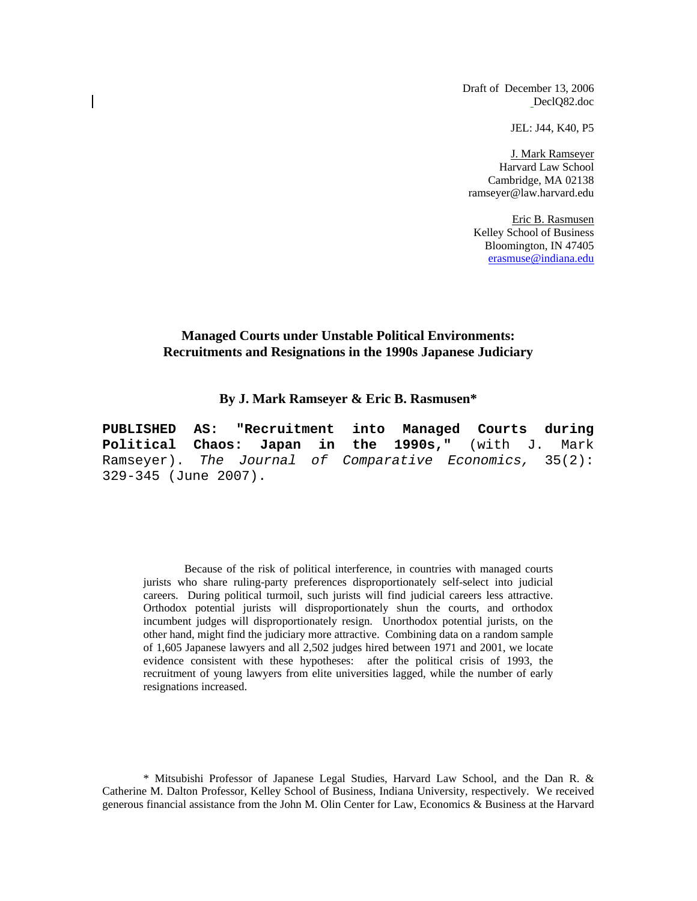Draft of December 13, 2006
DeclQ82.doc

JEL: J44, K40, P5

J. Mark Ramseyer
Harvard Law School
Cambridge, MA 02138
ramseyer@law.harvard.edu

Eric B. Rasmusen
Kelley School of Business
Bloomington, IN 47405
erasmuse@indiana.edu

# Managed Courts under Unstable Political Environments: Recruitments and Resignations in the 1990s Japanese Judiciary

### By J. Mark Ramseyer & Eric B. Rasmusen*

**PUBLISHED AS: "Recruitment into Managed Courts during Political Chaos: Japan in the 1990s,"** (with J. Mark Ramseyer). *The Journal of Comparative Economics,* 35(2): 329-345 (June 2007).

Because of the risk of political interference, in countries with managed courts jurists who share ruling-party preferences disproportionately self-select into judicial careers. During political turmoil, such jurists will find judicial careers less attractive. Orthodox potential jurists will disproportionately shun the courts, and orthodox incumbent judges will disproportionately resign. Unorthodox potential jurists, on the other hand, might find the judiciary more attractive. Combining data on a random sample of 1,605 Japanese lawyers and all 2,502 judges hired between 1971 and 2001, we locate evidence consistent with these hypotheses: after the political crisis of 1993, the recruitment of young lawyers from elite universities lagged, while the number of early resignations increased.

\* Mitsubishi Professor of Japanese Legal Studies, Harvard Law School, and the Dan R. & Catherine M. Dalton Professor, Kelley School of Business, Indiana University, respectively. We received generous financial assistance from the John M. Olin Center for Law, Economics & Business at the Harvard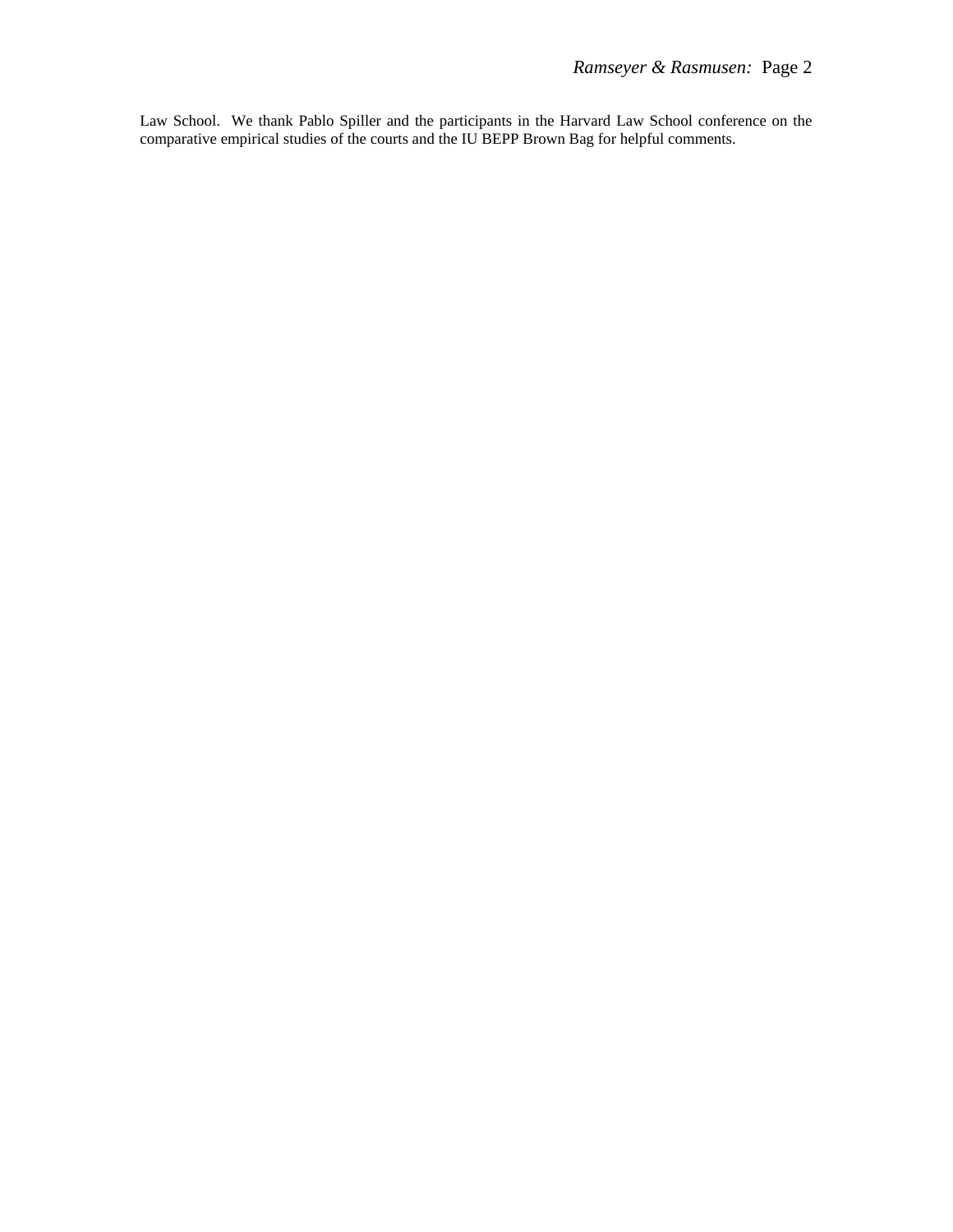Law School. We thank Pablo Spiller and the participants in the Harvard Law School conference on the comparative empirical studies of the courts and the IU BEPP Brown Bag for helpful comments.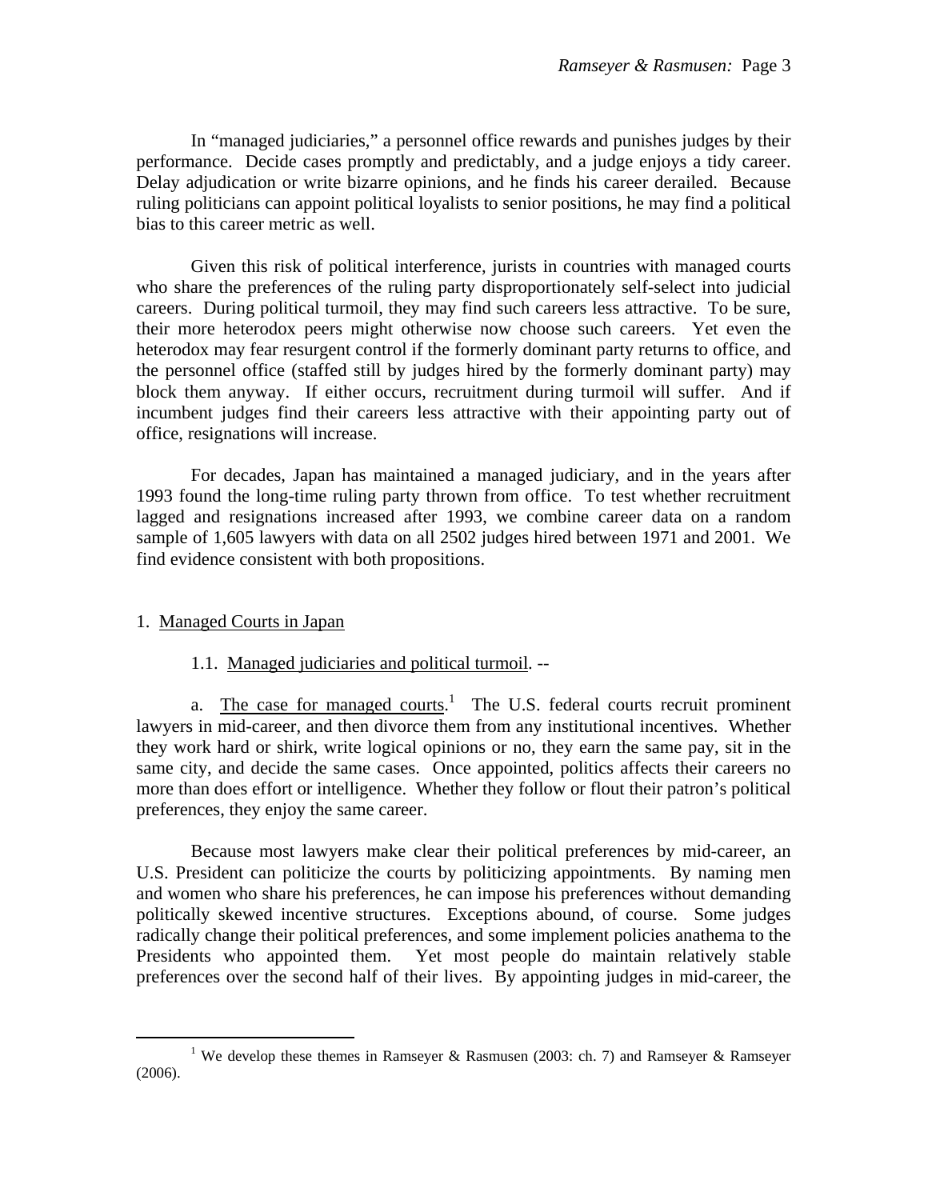In "managed judiciaries," a personnel office rewards and punishes judges by their performance. Decide cases promptly and predictably, and a judge enjoys a tidy career. Delay adjudication or write bizarre opinions, and he finds his career derailed. Because ruling politicians can appoint political loyalists to senior positions, he may find a political bias to this career metric as well.

Given this risk of political interference, jurists in countries with managed courts who share the preferences of the ruling party disproportionately self-select into judicial careers. During political turmoil, they may find such careers less attractive. To be sure, their more heterodox peers might otherwise now choose such careers. Yet even the heterodox may fear resurgent control if the formerly dominant party returns to office, and the personnel office (staffed still by judges hired by the formerly dominant party) may block them anyway. If either occurs, recruitment during turmoil will suffer. And if incumbent judges find their careers less attractive with their appointing party out of office, resignations will increase.

For decades, Japan has maintained a managed judiciary, and in the years after 1993 found the long-time ruling party thrown from office. To test whether recruitment lagged and resignations increased after 1993, we combine career data on a random sample of 1,605 lawyers with data on all 2502 judges hired between 1971 and 2001. We find evidence consistent with both propositions.

## 1. Managed Courts in Japan

### 1.1. Managed judiciaries and political turmoil. --

a. The case for managed courts.[1] The U.S. federal courts recruit prominent lawyers in mid-career, and then divorce them from any institutional incentives. Whether they work hard or shirk, write logical opinions or no, they earn the same pay, sit in the same city, and decide the same cases. Once appointed, politics affects their careers no more than does effort or intelligence. Whether they follow or flout their patron's political preferences, they enjoy the same career.

Because most lawyers make clear their political preferences by mid-career, an U.S. President can politicize the courts by politicizing appointments. By naming men and women who share his preferences, he can impose his preferences without demanding politically skewed incentive structures. Exceptions abound, of course. Some judges radically change their political preferences, and some implement policies anathema to the Presidents who appointed them. Yet most people do maintain relatively stable preferences over the second half of their lives. By appointing judges in mid-career, the

[1] We develop these themes in Ramseyer & Rasmusen (2003: ch. 7) and Ramseyer & Ramseyer (2006).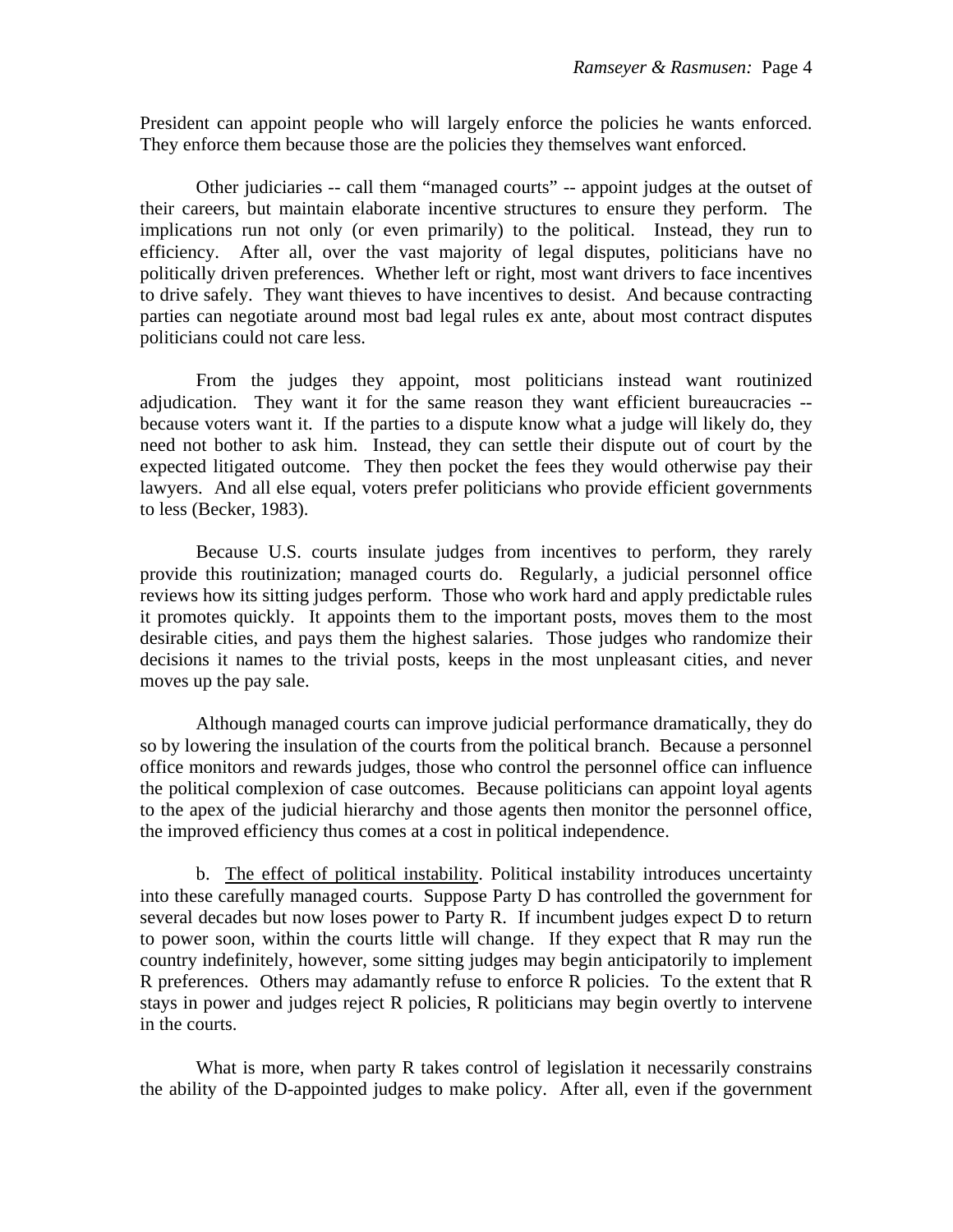President can appoint people who will largely enforce the policies he wants enforced. They enforce them because those are the policies they themselves want enforced.

Other judiciaries -- call them "managed courts" -- appoint judges at the outset of their careers, but maintain elaborate incentive structures to ensure they perform. The implications run not only (or even primarily) to the political. Instead, they run to efficiency. After all, over the vast majority of legal disputes, politicians have no politically driven preferences. Whether left or right, most want drivers to face incentives to drive safely. They want thieves to have incentives to desist. And because contracting parties can negotiate around most bad legal rules ex ante, about most contract disputes politicians could not care less.

From the judges they appoint, most politicians instead want routinized adjudication. They want it for the same reason they want efficient bureaucracies -- because voters want it. If the parties to a dispute know what a judge will likely do, they need not bother to ask him. Instead, they can settle their dispute out of court by the expected litigated outcome. They then pocket the fees they would otherwise pay their lawyers. And all else equal, voters prefer politicians who provide efficient governments to less (Becker, 1983).

Because U.S. courts insulate judges from incentives to perform, they rarely provide this routinization; managed courts do. Regularly, a judicial personnel office reviews how its sitting judges perform. Those who work hard and apply predictable rules it promotes quickly. It appoints them to the important posts, moves them to the most desirable cities, and pays them the highest salaries. Those judges who randomize their decisions it names to the trivial posts, keeps in the most unpleasant cities, and never moves up the pay sale.

Although managed courts can improve judicial performance dramatically, they do so by lowering the insulation of the courts from the political branch. Because a personnel office monitors and rewards judges, those who control the personnel office can influence the political complexion of case outcomes. Because politicians can appoint loyal agents to the apex of the judicial hierarchy and those agents then monitor the personnel office, the improved efficiency thus comes at a cost in political independence.

b. <u>The effect of political instability</u>. Political instability introduces uncertainty into these carefully managed courts. Suppose Party D has controlled the government for several decades but now loses power to Party R. If incumbent judges expect D to return to power soon, within the courts little will change. If they expect that R may run the country indefinitely, however, some sitting judges may begin anticipatorily to implement R preferences. Others may adamantly refuse to enforce R policies. To the extent that R stays in power and judges reject R policies, R politicians may begin overtly to intervene in the courts.

What is more, when party R takes control of legislation it necessarily constrains the ability of the D-appointed judges to make policy. After all, even if the government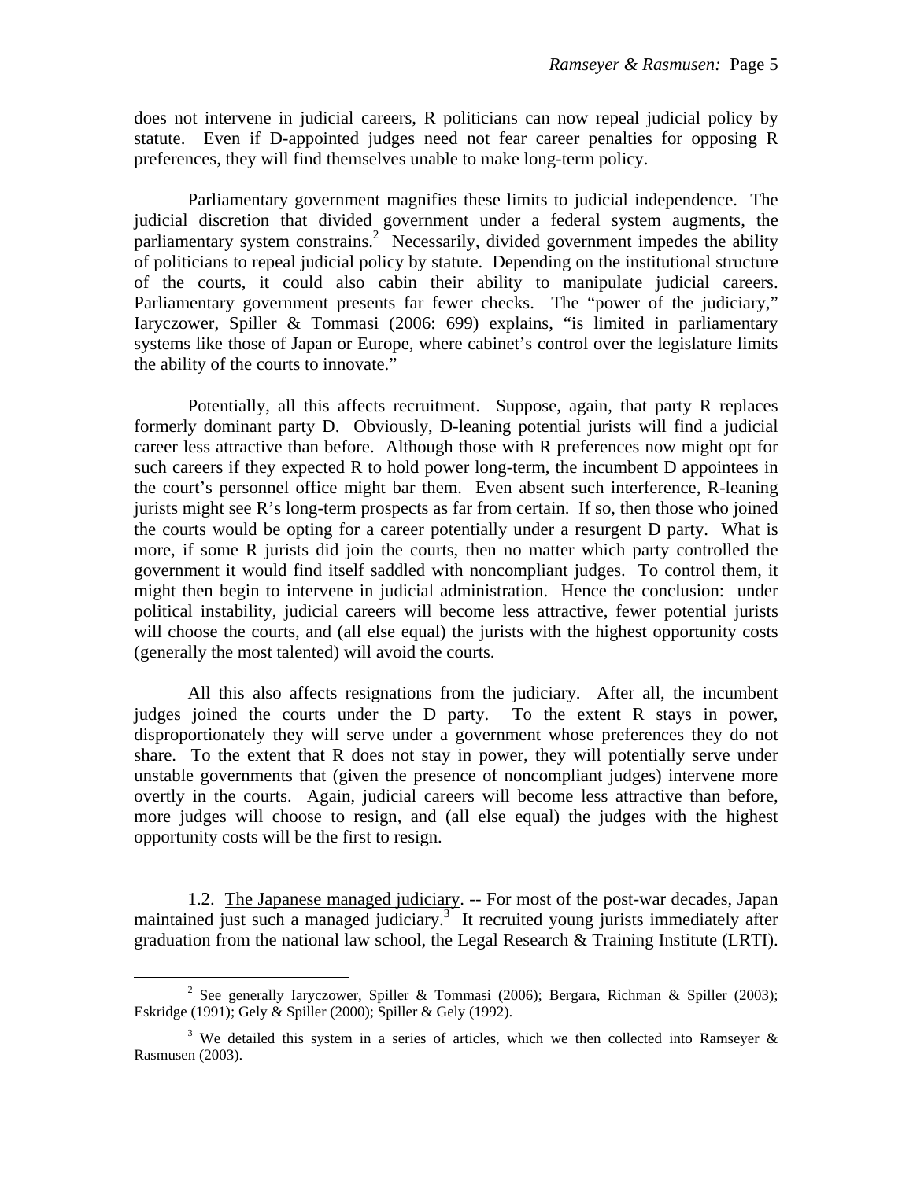does not intervene in judicial careers, R politicians can now repeal judicial policy by statute. Even if D-appointed judges need not fear career penalties for opposing R preferences, they will find themselves unable to make long-term policy.

Parliamentary government magnifies these limits to judicial independence. The judicial discretion that divided government under a federal system augments, the parliamentary system constrains.[2] Necessarily, divided government impedes the ability of politicians to repeal judicial policy by statute. Depending on the institutional structure of the courts, it could also cabin their ability to manipulate judicial careers. Parliamentary government presents far fewer checks. The "power of the judiciary," Iaryczower, Spiller & Tommasi (2006: 699) explains, "is limited in parliamentary systems like those of Japan or Europe, where cabinet's control over the legislature limits the ability of the courts to innovate."

Potentially, all this affects recruitment. Suppose, again, that party R replaces formerly dominant party D. Obviously, D-leaning potential jurists will find a judicial career less attractive than before. Although those with R preferences now might opt for such careers if they expected R to hold power long-term, the incumbent D appointees in the court's personnel office might bar them. Even absent such interference, R-leaning jurists might see R's long-term prospects as far from certain. If so, then those who joined the courts would be opting for a career potentially under a resurgent D party. What is more, if some R jurists did join the courts, then no matter which party controlled the government it would find itself saddled with noncompliant judges. To control them, it might then begin to intervene in judicial administration. Hence the conclusion: under political instability, judicial careers will become less attractive, fewer potential jurists will choose the courts, and (all else equal) the jurists with the highest opportunity costs (generally the most talented) will avoid the courts.

All this also affects resignations from the judiciary. After all, the incumbent judges joined the courts under the D party. To the extent R stays in power, disproportionately they will serve under a government whose preferences they do not share. To the extent that R does not stay in power, they will potentially serve under unstable governments that (given the presence of noncompliant judges) intervene more overtly in the courts. Again, judicial careers will become less attractive than before, more judges will choose to resign, and (all else equal) the judges with the highest opportunity costs will be the first to resign.

1.2. The Japanese managed judiciary. -- For most of the post-war decades, Japan maintained just such a managed judiciary.[3] It recruited young jurists immediately after graduation from the national law school, the Legal Research & Training Institute (LRTI).

---

[2] See generally Iaryczower, Spiller & Tommasi (2006); Bergara, Richman & Spiller (2003); Eskridge (1991); Gely & Spiller (2000); Spiller & Gely (1992).

[3] We detailed this system in a series of articles, which we then collected into Ramseyer & Rasmusen (2003).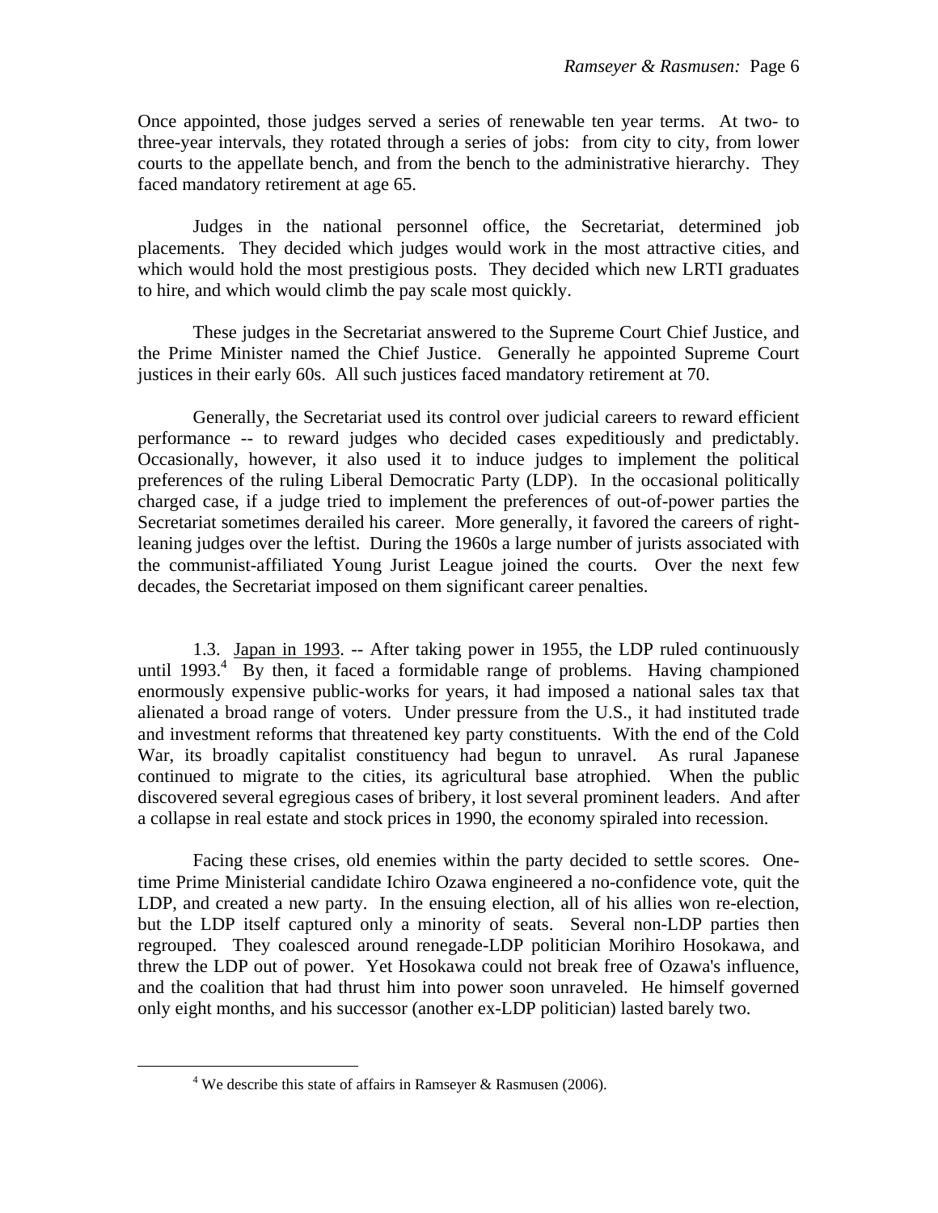Once appointed, those judges served a series of renewable ten year terms. At two- to three-year intervals, they rotated through a series of jobs: from city to city, from lower courts to the appellate bench, and from the bench to the administrative hierarchy. They faced mandatory retirement at age 65.

Judges in the national personnel office, the Secretariat, determined job placements. They decided which judges would work in the most attractive cities, and which would hold the most prestigious posts. They decided which new LRTI graduates to hire, and which would climb the pay scale most quickly.

These judges in the Secretariat answered to the Supreme Court Chief Justice, and the Prime Minister named the Chief Justice. Generally he appointed Supreme Court justices in their early 60s. All such justices faced mandatory retirement at 70.

Generally, the Secretariat used its control over judicial careers to reward efficient performance -- to reward judges who decided cases expeditiously and predictably. Occasionally, however, it also used it to induce judges to implement the political preferences of the ruling Liberal Democratic Party (LDP). In the occasional politically charged case, if a judge tried to implement the preferences of out-of-power parties the Secretariat sometimes derailed his career. More generally, it favored the careers of right-leaning judges over the leftist. During the 1960s a large number of jurists associated with the communist-affiliated Young Jurist League joined the courts. Over the next few decades, the Secretariat imposed on them significant career penalties.

1.3. Japan in 1993. -- After taking power in 1955, the LDP ruled continuously until 1993.[4] By then, it faced a formidable range of problems. Having championed enormously expensive public-works for years, it had imposed a national sales tax that alienated a broad range of voters. Under pressure from the U.S., it had instituted trade and investment reforms that threatened key party constituents. With the end of the Cold War, its broadly capitalist constituency had begun to unravel. As rural Japanese continued to migrate to the cities, its agricultural base atrophied. When the public discovered several egregious cases of bribery, it lost several prominent leaders. And after a collapse in real estate and stock prices in 1990, the economy spiraled into recession.

Facing these crises, old enemies within the party decided to settle scores. One-time Prime Ministerial candidate Ichiro Ozawa engineered a no-confidence vote, quit the LDP, and created a new party. In the ensuing election, all of his allies won re-election, but the LDP itself captured only a minority of seats. Several non-LDP parties then regrouped. They coalesced around renegade-LDP politician Morihiro Hosokawa, and threw the LDP out of power. Yet Hosokawa could not break free of Ozawa's influence, and the coalition that had thrust him into power soon unraveled. He himself governed only eight months, and his successor (another ex-LDP politician) lasted barely two.

[4] We describe this state of affairs in Ramseyer & Rasmusen (2006).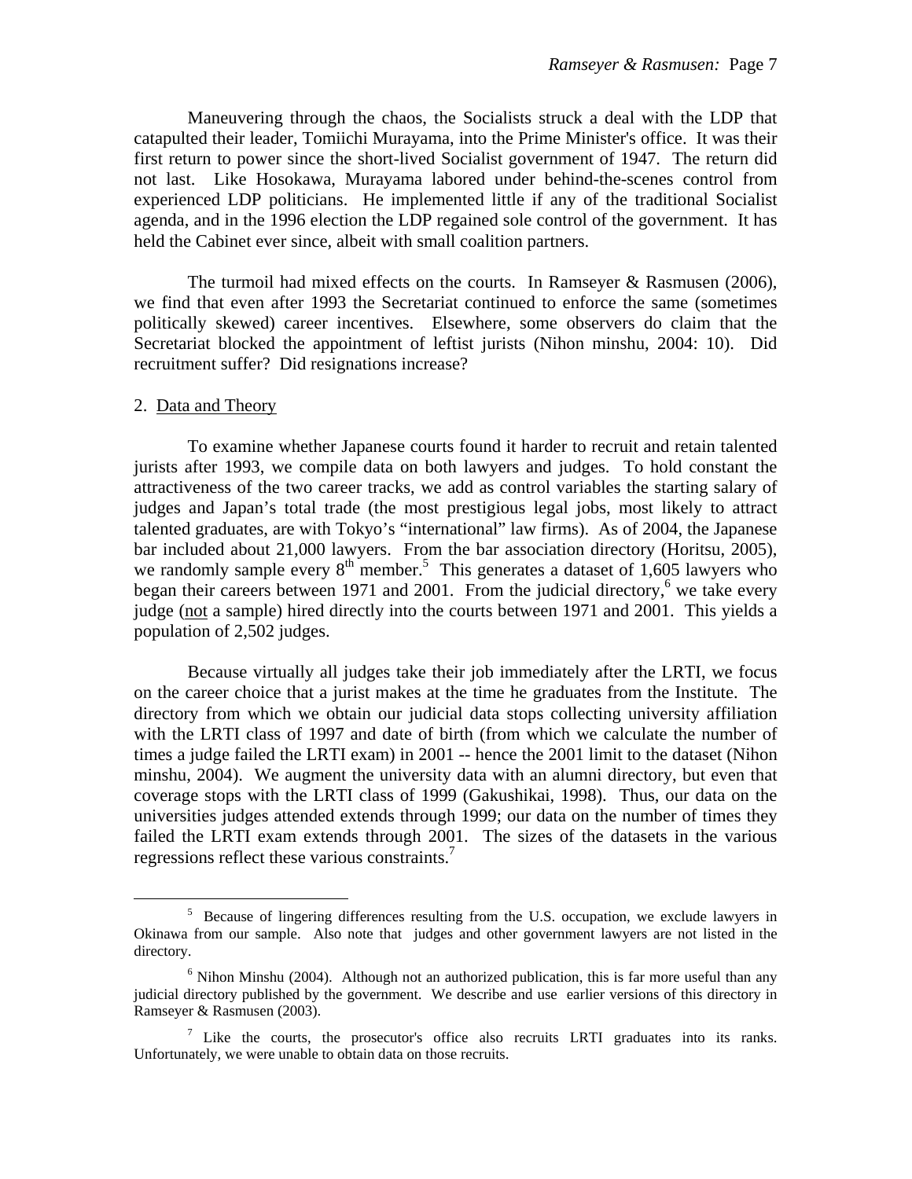Maneuvering through the chaos, the Socialists struck a deal with the LDP that catapulted their leader, Tomiichi Murayama, into the Prime Minister's office. It was their first return to power since the short-lived Socialist government of 1947. The return did not last. Like Hosokawa, Murayama labored under behind-the-scenes control from experienced LDP politicians. He implemented little if any of the traditional Socialist agenda, and in the 1996 election the LDP regained sole control of the government. It has held the Cabinet ever since, albeit with small coalition partners.

The turmoil had mixed effects on the courts. In Ramseyer & Rasmusen (2006), we find that even after 1993 the Secretariat continued to enforce the same (sometimes politically skewed) career incentives. Elsewhere, some observers do claim that the Secretariat blocked the appointment of leftist jurists (Nihon minshu, 2004: 10). Did recruitment suffer? Did resignations increase?

## 2. Data and Theory

To examine whether Japanese courts found it harder to recruit and retain talented jurists after 1993, we compile data on both lawyers and judges. To hold constant the attractiveness of the two career tracks, we add as control variables the starting salary of judges and Japan's total trade (the most prestigious legal jobs, most likely to attract talented graduates, are with Tokyo's "international" law firms). As of 2004, the Japanese bar included about 21,000 lawyers. From the bar association directory (Horitsu, 2005), we randomly sample every 8th member.[5] This generates a dataset of 1,605 lawyers who began their careers between 1971 and 2001. From the judicial directory,[6] we take every judge (not a sample) hired directly into the courts between 1971 and 2001. This yields a population of 2,502 judges.

Because virtually all judges take their job immediately after the LRTI, we focus on the career choice that a jurist makes at the time he graduates from the Institute. The directory from which we obtain our judicial data stops collecting university affiliation with the LRTI class of 1997 and date of birth (from which we calculate the number of times a judge failed the LRTI exam) in 2001 -- hence the 2001 limit to the dataset (Nihon minshu, 2004). We augment the university data with an alumni directory, but even that coverage stops with the LRTI class of 1999 (Gakushikai, 1998). Thus, our data on the universities judges attended extends through 1999; our data on the number of times they failed the LRTI exam extends through 2001. The sizes of the datasets in the various regressions reflect these various constraints.[7]

---

[5] Because of lingering differences resulting from the U.S. occupation, we exclude lawyers in Okinawa from our sample. Also note that judges and other government lawyers are not listed in the directory.

[6] Nihon Minshu (2004). Although not an authorized publication, this is far more useful than any judicial directory published by the government. We describe and use earlier versions of this directory in Ramseyer & Rasmusen (2003).

[7] Like the courts, the prosecutor's office also recruits LRTI graduates into its ranks. Unfortunately, we were unable to obtain data on those recruits.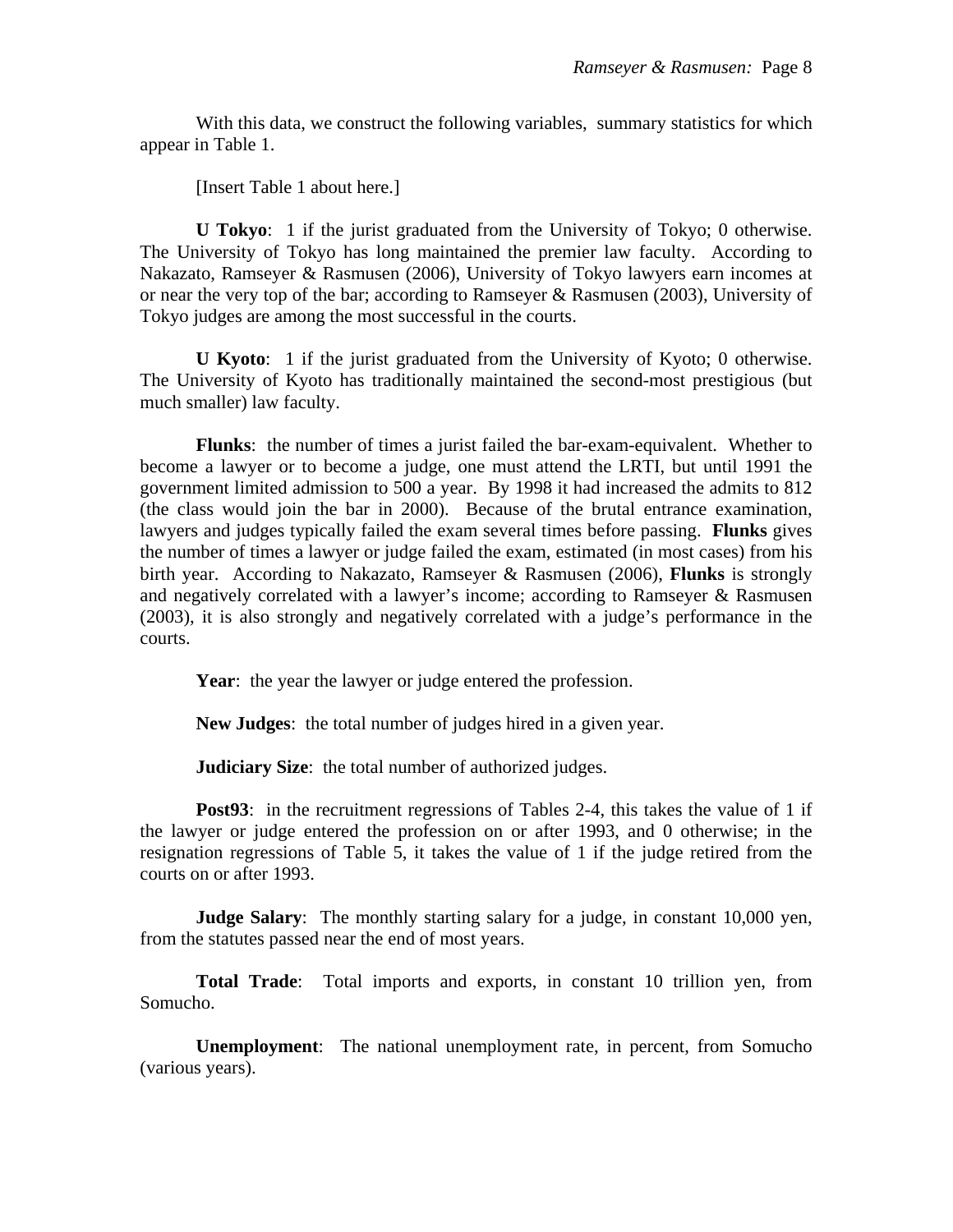With this data, we construct the following variables, summary statistics for which appear in Table 1.

[Insert Table 1 about here.]

**U Tokyo**: 1 if the jurist graduated from the University of Tokyo; 0 otherwise. The University of Tokyo has long maintained the premier law faculty. According to Nakazato, Ramseyer & Rasmusen (2006), University of Tokyo lawyers earn incomes at or near the very top of the bar; according to Ramseyer & Rasmusen (2003), University of Tokyo judges are among the most successful in the courts.

**U Kyoto**: 1 if the jurist graduated from the University of Kyoto; 0 otherwise. The University of Kyoto has traditionally maintained the second-most prestigious (but much smaller) law faculty.

**Flunks**: the number of times a jurist failed the bar-exam-equivalent. Whether to become a lawyer or to become a judge, one must attend the LRTI, but until 1991 the government limited admission to 500 a year. By 1998 it had increased the admits to 812 (the class would join the bar in 2000). Because of the brutal entrance examination, lawyers and judges typically failed the exam several times before passing. **Flunks** gives the number of times a lawyer or judge failed the exam, estimated (in most cases) from his birth year. According to Nakazato, Ramseyer & Rasmusen (2006), **Flunks** is strongly and negatively correlated with a lawyer's income; according to Ramseyer & Rasmusen (2003), it is also strongly and negatively correlated with a judge's performance in the courts.

**Year**: the year the lawyer or judge entered the profession.

**New Judges**: the total number of judges hired in a given year.

**Judiciary Size**: the total number of authorized judges.

**Post93**: in the recruitment regressions of Tables 2-4, this takes the value of 1 if the lawyer or judge entered the profession on or after 1993, and 0 otherwise; in the resignation regressions of Table 5, it takes the value of 1 if the judge retired from the courts on or after 1993.

**Judge Salary**: The monthly starting salary for a judge, in constant 10,000 yen, from the statutes passed near the end of most years.

**Total Trade**: Total imports and exports, in constant 10 trillion yen, from Somucho.

**Unemployment**: The national unemployment rate, in percent, from Somucho (various years).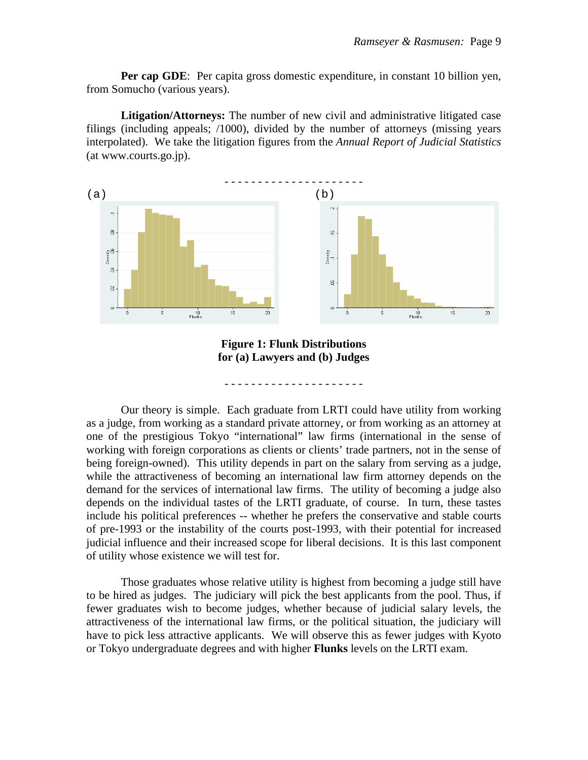**Per cap GDE**: Per capita gross domestic expenditure, in constant 10 billion yen, from Somucho (various years).

**Litigation/Attorneys:** The number of new civil and administrative litigated case filings (including appeals; /1000), divided by the number of attorneys (missing years interpolated). We take the litigation figures from the *Annual Report of Judicial Statistics* (at www.courts.go.jp).

- - - - - - - - - - - - - - - - - - - - -

**Figure 1: Flunk Distributions for (a) Lawyers and (b) Judges**

- - - - - - - - - - - - - - - - - - - - -

Our theory is simple. Each graduate from LRTI could have utility from working as a judge, from working as a standard private attorney, or from working as an attorney at one of the prestigious Tokyo "international" law firms (international in the sense of working with foreign corporations as clients or clients' trade partners, not in the sense of being foreign-owned). This utility depends in part on the salary from serving as a judge, while the attractiveness of becoming an international law firm attorney depends on the demand for the services of international law firms. The utility of becoming a judge also depends on the individual tastes of the LRTI graduate, of course. In turn, these tastes include his political preferences -- whether he prefers the conservative and stable courts of pre-1993 or the instability of the courts post-1993, with their potential for increased judicial influence and their increased scope for liberal decisions. It is this last component of utility whose existence we will test for.

Those graduates whose relative utility is highest from becoming a judge still have to be hired as judges. The judiciary will pick the best applicants from the pool. Thus, if fewer graduates wish to become judges, whether because of judicial salary levels, the attractiveness of the international law firms, or the political situation, the judiciary will have to pick less attractive applicants. We will observe this as fewer judges with Kyoto or Tokyo undergraduate degrees and with higher **Flunks** levels on the LRTI exam.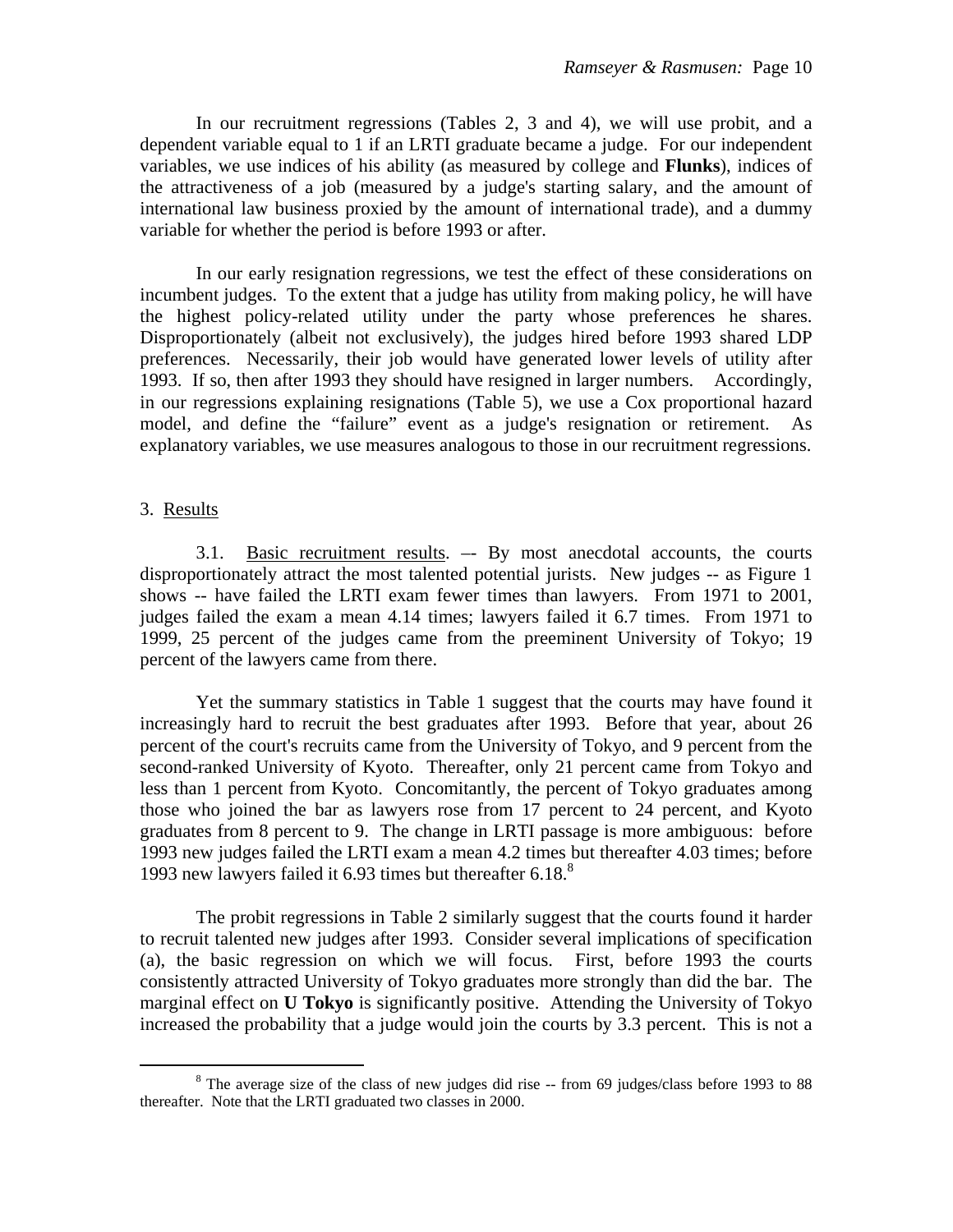In our recruitment regressions (Tables 2, 3 and 4), we will use probit, and a dependent variable equal to 1 if an LRTI graduate became a judge. For our independent variables, we use indices of his ability (as measured by college and **Flunks**), indices of the attractiveness of a job (measured by a judge's starting salary, and the amount of international law business proxied by the amount of international trade), and a dummy variable for whether the period is before 1993 or after.

In our early resignation regressions, we test the effect of these considerations on incumbent judges. To the extent that a judge has utility from making policy, he will have the highest policy-related utility under the party whose preferences he shares. Disproportionately (albeit not exclusively), the judges hired before 1993 shared LDP preferences. Necessarily, their job would have generated lower levels of utility after 1993. If so, then after 1993 they should have resigned in larger numbers. Accordingly, in our regressions explaining resignations (Table 5), we use a Cox proportional hazard model, and define the "failure" event as a judge's resignation or retirement. As explanatory variables, we use measures analogous to those in our recruitment regressions.

## 3. Results

3.1. Basic recruitment results. –- By most anecdotal accounts, the courts disproportionately attract the most talented potential jurists. New judges -- as Figure 1 shows -- have failed the LRTI exam fewer times than lawyers. From 1971 to 2001, judges failed the exam a mean 4.14 times; lawyers failed it 6.7 times. From 1971 to 1999, 25 percent of the judges came from the preeminent University of Tokyo; 19 percent of the lawyers came from there.

Yet the summary statistics in Table 1 suggest that the courts may have found it increasingly hard to recruit the best graduates after 1993. Before that year, about 26 percent of the court's recruits came from the University of Tokyo, and 9 percent from the second-ranked University of Kyoto. Thereafter, only 21 percent came from Tokyo and less than 1 percent from Kyoto. Concomitantly, the percent of Tokyo graduates among those who joined the bar as lawyers rose from 17 percent to 24 percent, and Kyoto graduates from 8 percent to 9. The change in LRTI passage is more ambiguous: before 1993 new judges failed the LRTI exam a mean 4.2 times but thereafter 4.03 times; before 1993 new lawyers failed it 6.93 times but thereafter 6.18.[8]

The probit regressions in Table 2 similarly suggest that the courts found it harder to recruit talented new judges after 1993. Consider several implications of specification (a), the basic regression on which we will focus. First, before 1993 the courts consistently attracted University of Tokyo graduates more strongly than did the bar. The marginal effect on **U Tokyo** is significantly positive. Attending the University of Tokyo increased the probability that a judge would join the courts by 3.3 percent. This is not a

[8] The average size of the class of new judges did rise -- from 69 judges/class before 1993 to 88 thereafter. Note that the LRTI graduated two classes in 2000.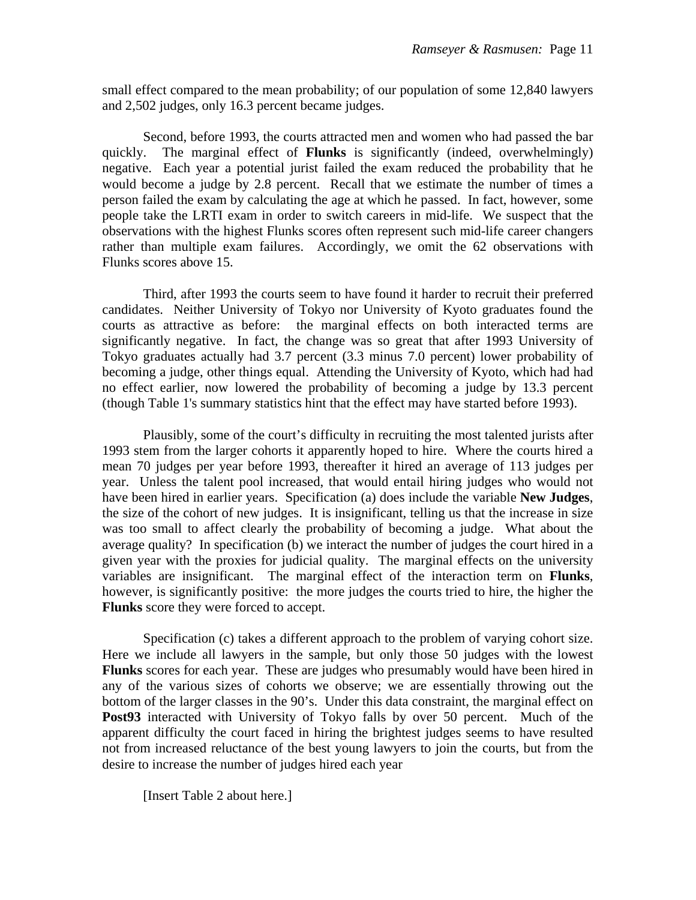small effect compared to the mean probability; of our population of some 12,840 lawyers and 2,502 judges, only 16.3 percent became judges.

Second, before 1993, the courts attracted men and women who had passed the bar quickly. The marginal effect of **Flunks** is significantly (indeed, overwhelmingly) negative. Each year a potential jurist failed the exam reduced the probability that he would become a judge by 2.8 percent. Recall that we estimate the number of times a person failed the exam by calculating the age at which he passed. In fact, however, some people take the LRTI exam in order to switch careers in mid-life. We suspect that the observations with the highest Flunks scores often represent such mid-life career changers rather than multiple exam failures. Accordingly, we omit the 62 observations with Flunks scores above 15.

Third, after 1993 the courts seem to have found it harder to recruit their preferred candidates. Neither University of Tokyo nor University of Kyoto graduates found the courts as attractive as before: the marginal effects on both interacted terms are significantly negative. In fact, the change was so great that after 1993 University of Tokyo graduates actually had 3.7 percent (3.3 minus 7.0 percent) lower probability of becoming a judge, other things equal. Attending the University of Kyoto, which had had no effect earlier, now lowered the probability of becoming a judge by 13.3 percent (though Table 1's summary statistics hint that the effect may have started before 1993).

Plausibly, some of the court's difficulty in recruiting the most talented jurists after 1993 stem from the larger cohorts it apparently hoped to hire. Where the courts hired a mean 70 judges per year before 1993, thereafter it hired an average of 113 judges per year. Unless the talent pool increased, that would entail hiring judges who would not have been hired in earlier years. Specification (a) does include the variable **New Judges**, the size of the cohort of new judges. It is insignificant, telling us that the increase in size was too small to affect clearly the probability of becoming a judge. What about the average quality? In specification (b) we interact the number of judges the court hired in a given year with the proxies for judicial quality. The marginal effects on the university variables are insignificant. The marginal effect of the interaction term on **Flunks**, however, is significantly positive: the more judges the courts tried to hire, the higher the **Flunks** score they were forced to accept.

Specification (c) takes a different approach to the problem of varying cohort size. Here we include all lawyers in the sample, but only those 50 judges with the lowest **Flunks** scores for each year. These are judges who presumably would have been hired in any of the various sizes of cohorts we observe; we are essentially throwing out the bottom of the larger classes in the 90's. Under this data constraint, the marginal effect on **Post93** interacted with University of Tokyo falls by over 50 percent. Much of the apparent difficulty the court faced in hiring the brightest judges seems to have resulted not from increased reluctance of the best young lawyers to join the courts, but from the desire to increase the number of judges hired each year

[Insert Table 2 about here.]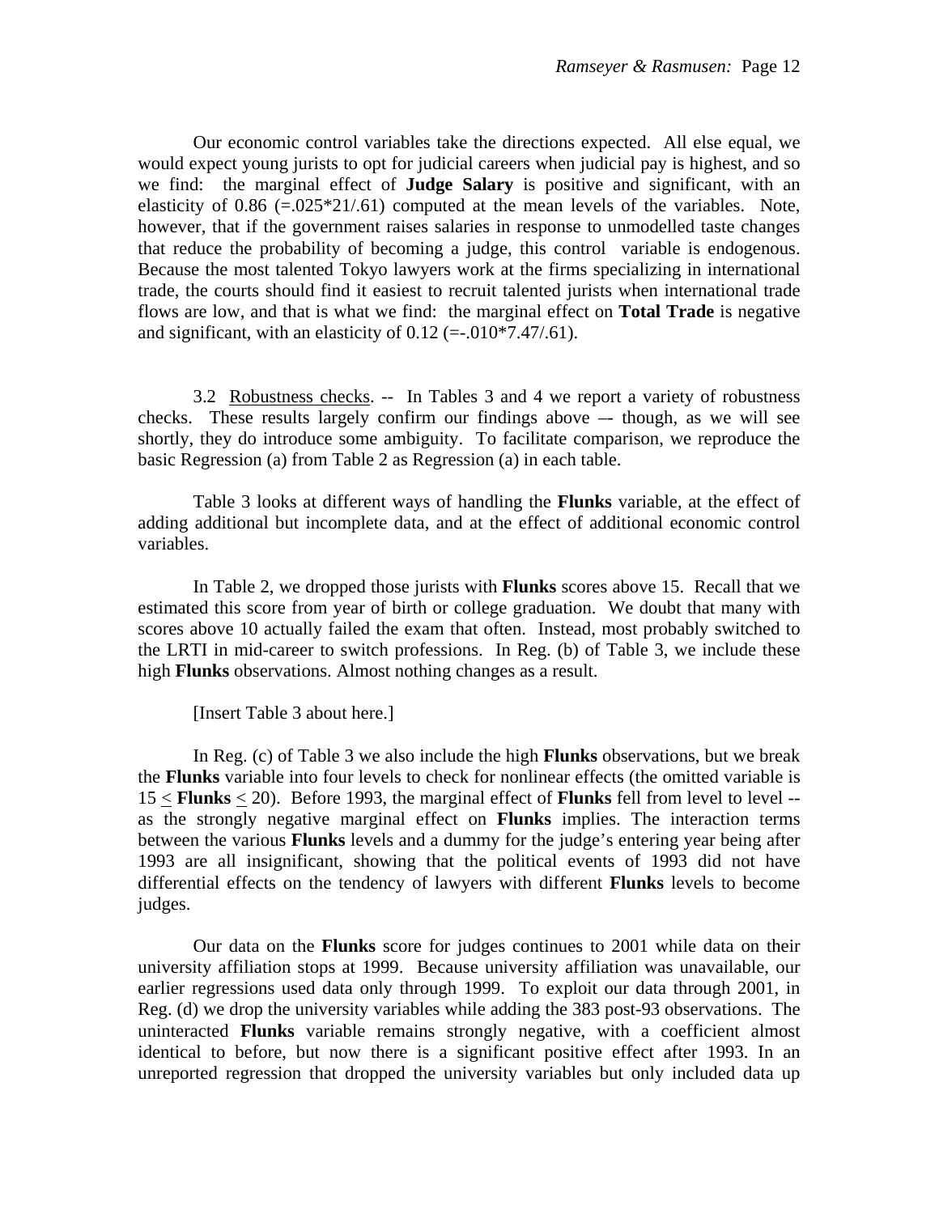Our economic control variables take the directions expected. All else equal, we would expect young jurists to opt for judicial careers when judicial pay is highest, and so we find: the marginal effect of **Judge Salary** is positive and significant, with an elasticity of 0.86 (=.025*21/.61) computed at the mean levels of the variables. Note, however, that if the government raises salaries in response to unmodelled taste changes that reduce the probability of becoming a judge, this control variable is endogenous. Because the most talented Tokyo lawyers work at the firms specializing in international trade, the courts should find it easiest to recruit talented jurists when international trade flows are low, and that is what we find: the marginal effect on **Total Trade** is negative and significant, with an elasticity of 0.12 (=-.010*7.47/.61).

3.2 Robustness checks. -- In Tables 3 and 4 we report a variety of robustness checks. These results largely confirm our findings above –- though, as we will see shortly, they do introduce some ambiguity. To facilitate comparison, we reproduce the basic Regression (a) from Table 2 as Regression (a) in each table.

Table 3 looks at different ways of handling the **Flunks** variable, at the effect of adding additional but incomplete data, and at the effect of additional economic control variables.

In Table 2, we dropped those jurists with **Flunks** scores above 15. Recall that we estimated this score from year of birth or college graduation. We doubt that many with scores above 10 actually failed the exam that often. Instead, most probably switched to the LRTI in mid-career to switch professions. In Reg. (b) of Table 3, we include these high **Flunks** observations. Almost nothing changes as a result.

[Insert Table 3 about here.]

In Reg. (c) of Table 3 we also include the high **Flunks** observations, but we break the **Flunks** variable into four levels to check for nonlinear effects (the omitted variable is $15 \leq$ **Flunks** $\leq 20$). Before 1993, the marginal effect of **Flunks** fell from level to level -- as the strongly negative marginal effect on **Flunks** implies. The interaction terms between the various **Flunks** levels and a dummy for the judge's entering year being after 1993 are all insignificant, showing that the political events of 1993 did not have differential effects on the tendency of lawyers with different **Flunks** levels to become judges.

Our data on the **Flunks** score for judges continues to 2001 while data on their university affiliation stops at 1999. Because university affiliation was unavailable, our earlier regressions used data only through 1999. To exploit our data through 2001, in Reg. (d) we drop the university variables while adding the 383 post-93 observations. The uninteracted **Flunks** variable remains strongly negative, with a coefficient almost identical to before, but now there is a significant positive effect after 1993. In an unreported regression that dropped the university variables but only included data up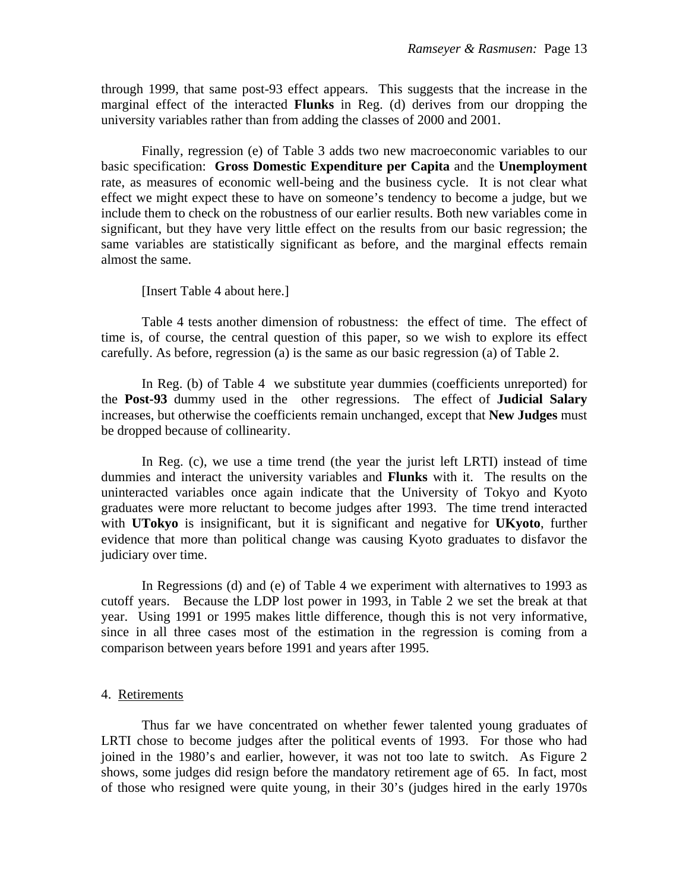through 1999, that same post-93 effect appears. This suggests that the increase in the marginal effect of the interacted **Flunks** in Reg. (d) derives from our dropping the university variables rather than from adding the classes of 2000 and 2001.

Finally, regression (e) of Table 3 adds two new macroeconomic variables to our basic specification: **Gross Domestic Expenditure per Capita** and the **Unemployment** rate, as measures of economic well-being and the business cycle. It is not clear what effect we might expect these to have on someone's tendency to become a judge, but we include them to check on the robustness of our earlier results. Both new variables come in significant, but they have very little effect on the results from our basic regression; the same variables are statistically significant as before, and the marginal effects remain almost the same.

[Insert Table 4 about here.]

Table 4 tests another dimension of robustness: the effect of time. The effect of time is, of course, the central question of this paper, so we wish to explore its effect carefully. As before, regression (a) is the same as our basic regression (a) of Table 2.

In Reg. (b) of Table 4 we substitute year dummies (coefficients unreported) for the **Post-93** dummy used in the other regressions. The effect of **Judicial Salary** increases, but otherwise the coefficients remain unchanged, except that **New Judges** must be dropped because of collinearity.

In Reg. (c), we use a time trend (the year the jurist left LRTI) instead of time dummies and interact the university variables and **Flunks** with it. The results on the uninteracted variables once again indicate that the University of Tokyo and Kyoto graduates were more reluctant to become judges after 1993. The time trend interacted with **UTokyo** is insignificant, but it is significant and negative for **UKyoto**, further evidence that more than political change was causing Kyoto graduates to disfavor the judiciary over time.

In Regressions (d) and (e) of Table 4 we experiment with alternatives to 1993 as cutoff years. Because the LDP lost power in 1993, in Table 2 we set the break at that year. Using 1991 or 1995 makes little difference, though this is not very informative, since in all three cases most of the estimation in the regression is coming from a comparison between years before 1991 and years after 1995.

## 4. Retirements

Thus far we have concentrated on whether fewer talented young graduates of LRTI chose to become judges after the political events of 1993. For those who had joined in the 1980's and earlier, however, it was not too late to switch. As Figure 2 shows, some judges did resign before the mandatory retirement age of 65. In fact, most of those who resigned were quite young, in their 30's (judges hired in the early 1970s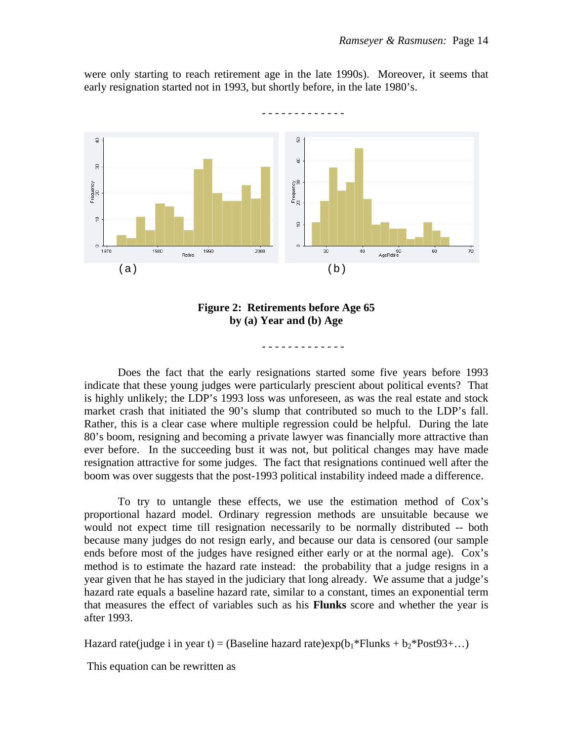were only starting to reach retirement age in the late 1990s). Moreover, it seems that early resignation started not in 1993, but shortly before, in the late 1980's.

\- - - - - - - - - - - - -

(a) (b)

**Figure 2: Retirements before Age 65 by (a) Year and (b) Age**

\- - - - - - - - - - - - -

Does the fact that the early resignations started some five years before 1993 indicate that these young judges were particularly prescient about political events? That is highly unlikely; the LDP's 1993 loss was unforeseen, as was the real estate and stock market crash that initiated the 90's slump that contributed so much to the LDP's fall. Rather, this is a clear case where multiple regression could be helpful. During the late 80's boom, resigning and becoming a private lawyer was financially more attractive than ever before. In the succeeding bust it was not, but political changes may have made resignation attractive for some judges. The fact that resignations continued well after the boom was over suggests that the post-1993 political instability indeed made a difference.

To try to untangle these effects, we use the estimation method of Cox's proportional hazard model. Ordinary regression methods are unsuitable because we would not expect time till resignation necessarily to be normally distributed -- both because many judges do not resign early, and because our data is censored (our sample ends before most of the judges have resigned either early or at the normal age). Cox's method is to estimate the hazard rate instead: the probability that a judge resigns in a year given that he has stayed in the judiciary that long already. We assume that a judge's hazard rate equals a baseline hazard rate, similar to a constant, times an exponential term that measures the effect of variables such as his **Flunks** score and whether the year is after 1993.

Hazard rate(judge i in year t) = (Baseline hazard rate)exp($b_1$\*Flunks + $b_2$\*Post93+…)

This equation can be rewritten as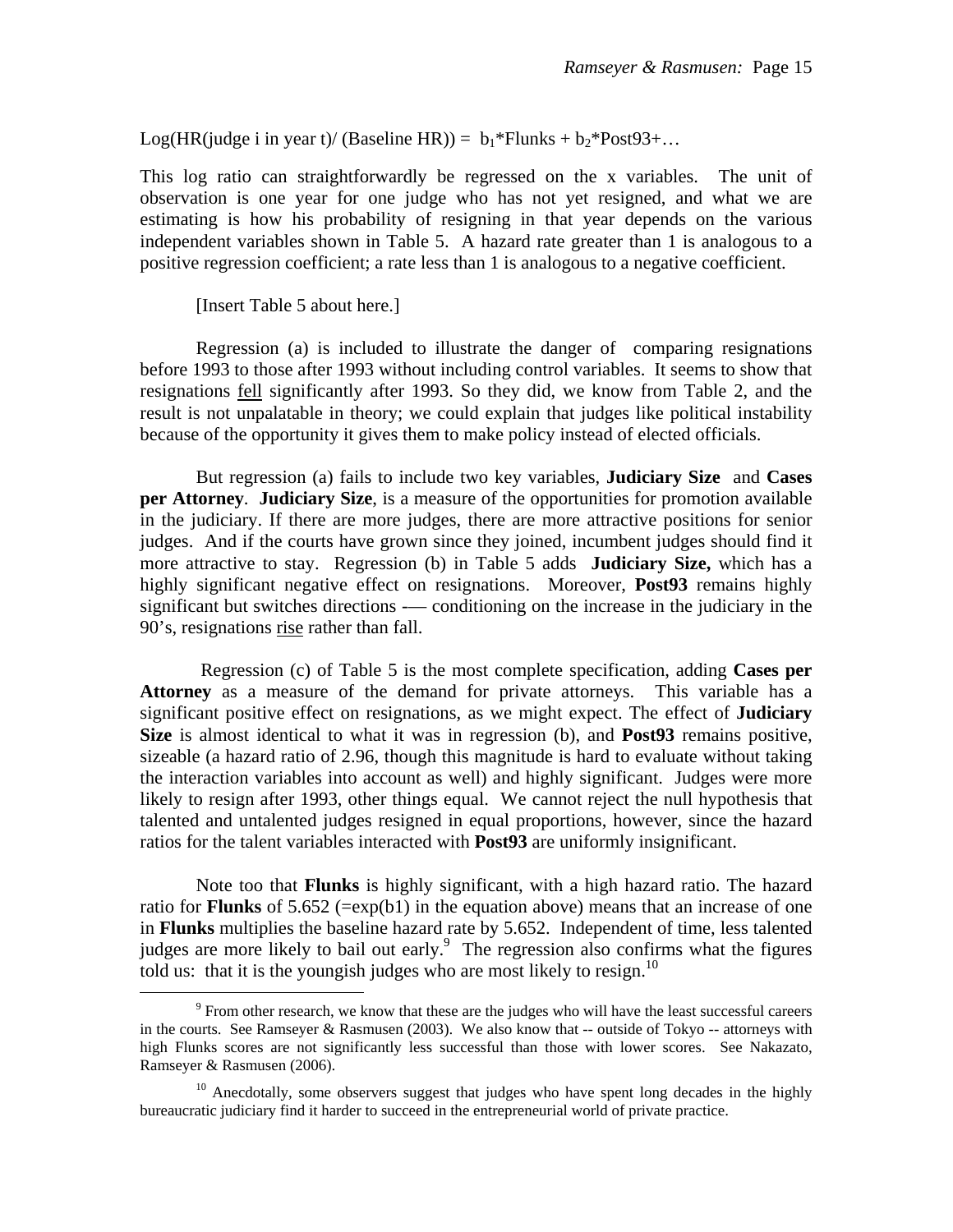$$\text{Log}(\text{HR}(\text{judge i in year t})/\ (\text{Baseline HR})) = b_1*\text{Flunks} + b_2*\text{Post93}+\ldots$$

This log ratio can straightforwardly be regressed on the x variables. The unit of observation is one year for one judge who has not yet resigned, and what we are estimating is how his probability of resigning in that year depends on the various independent variables shown in Table 5. A hazard rate greater than 1 is analogous to a positive regression coefficient; a rate less than 1 is analogous to a negative coefficient.

[Insert Table 5 about here.]

Regression (a) is included to illustrate the danger of comparing resignations before 1993 to those after 1993 without including control variables. It seems to show that resignations fell significantly after 1993. So they did, we know from Table 2, and the result is not unpalatable in theory; we could explain that judges like political instability because of the opportunity it gives them to make policy instead of elected officials.

But regression (a) fails to include two key variables, **Judiciary Size** and **Cases per Attorney**. **Judiciary Size**, is a measure of the opportunities for promotion available in the judiciary. If there are more judges, there are more attractive positions for senior judges. And if the courts have grown since they joined, incumbent judges should find it more attractive to stay. Regression (b) in Table 5 adds **Judiciary Size,** which has a highly significant negative effect on resignations. Moreover, **Post93** remains highly significant but switches directions -— conditioning on the increase in the judiciary in the 90's, resignations rise rather than fall.

Regression (c) of Table 5 is the most complete specification, adding **Cases per Attorney** as a measure of the demand for private attorneys. This variable has a significant positive effect on resignations, as we might expect. The effect of **Judiciary Size** is almost identical to what it was in regression (b), and **Post93** remains positive, sizeable (a hazard ratio of 2.96, though this magnitude is hard to evaluate without taking the interaction variables into account as well) and highly significant. Judges were more likely to resign after 1993, other things equal. We cannot reject the null hypothesis that talented and untalented judges resigned in equal proportions, however, since the hazard ratios for the talent variables interacted with **Post93** are uniformly insignificant.

Note too that **Flunks** is highly significant, with a high hazard ratio. The hazard ratio for **Flunks** of 5.652 (=exp(b1) in the equation above) means that an increase of one in **Flunks** multiplies the baseline hazard rate by 5.652. Independent of time, less talented judges are more likely to bail out early.[9] The regression also confirms what the figures told us: that it is the youngish judges who are most likely to resign.[10]

---

[9] From other research, we know that these are the judges who will have the least successful careers in the courts. See Ramseyer & Rasmusen (2003). We also know that -- outside of Tokyo -- attorneys with high Flunks scores are not significantly less successful than those with lower scores. See Nakazato, Ramseyer & Rasmusen (2006).

[10] Anecdotally, some observers suggest that judges who have spent long decades in the highly bureaucratic judiciary find it harder to succeed in the entrepreneurial world of private practice.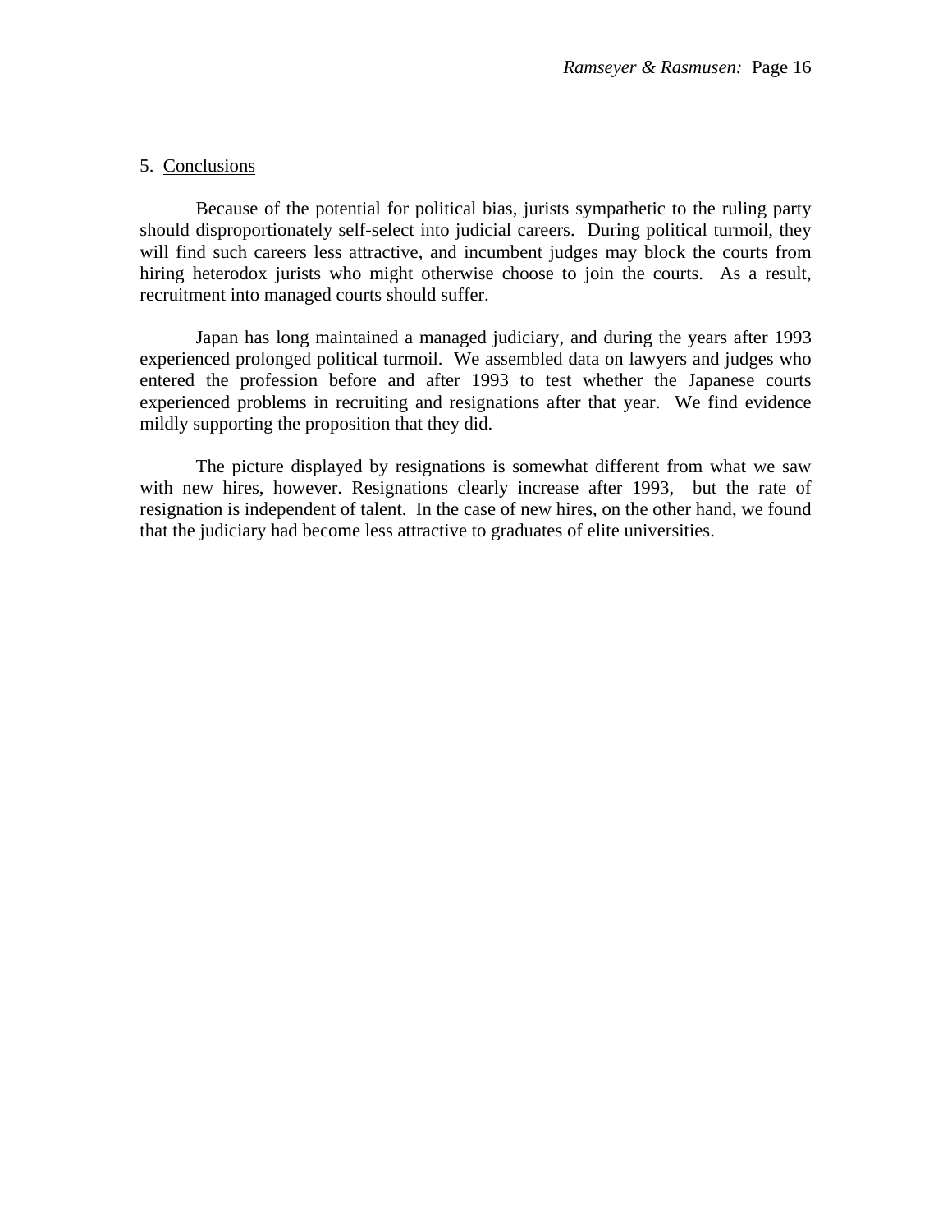## 5. Conclusions

Because of the potential for political bias, jurists sympathetic to the ruling party should disproportionately self-select into judicial careers. During political turmoil, they will find such careers less attractive, and incumbent judges may block the courts from hiring heterodox jurists who might otherwise choose to join the courts. As a result, recruitment into managed courts should suffer.

Japan has long maintained a managed judiciary, and during the years after 1993 experienced prolonged political turmoil. We assembled data on lawyers and judges who entered the profession before and after 1993 to test whether the Japanese courts experienced problems in recruiting and resignations after that year. We find evidence mildly supporting the proposition that they did.

The picture displayed by resignations is somewhat different from what we saw with new hires, however. Resignations clearly increase after 1993, but the rate of resignation is independent of talent. In the case of new hires, on the other hand, we found that the judiciary had become less attractive to graduates of elite universities.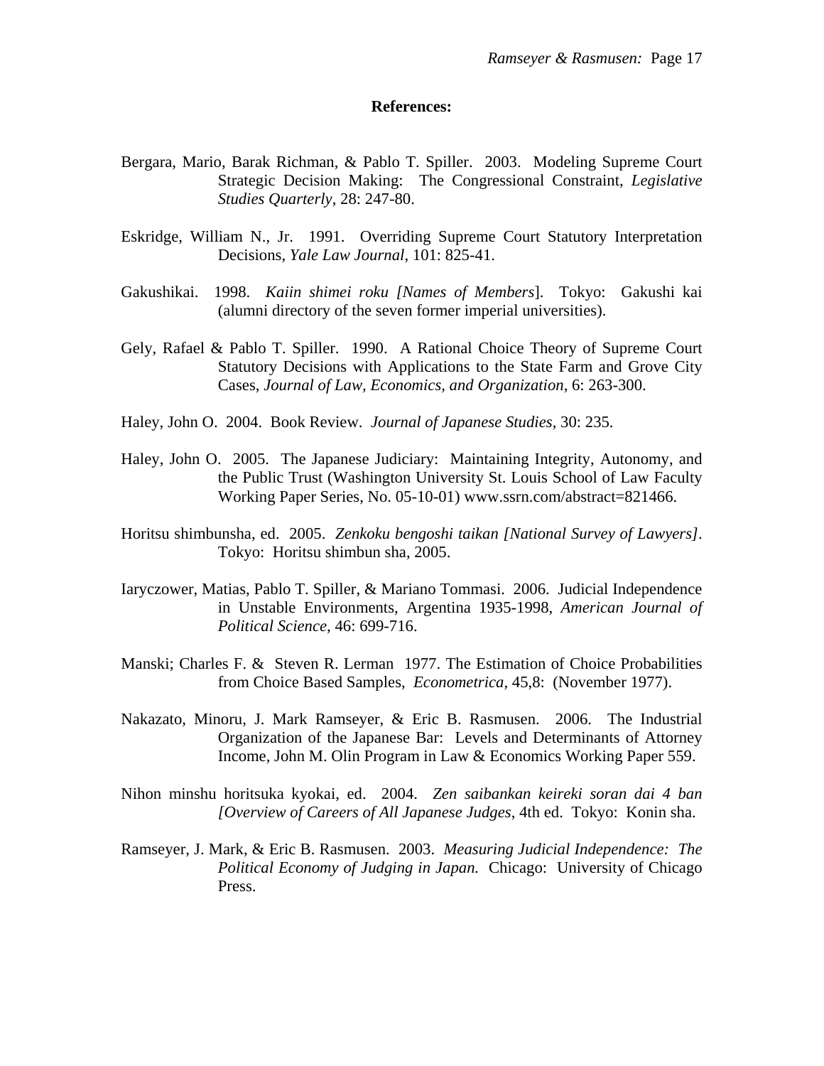**References:**

Bergara, Mario, Barak Richman, & Pablo T. Spiller. 2003. Modeling Supreme Court Strategic Decision Making: The Congressional Constraint, *Legislative Studies Quarterly*, 28: 247-80.

Eskridge, William N., Jr. 1991. Overriding Supreme Court Statutory Interpretation Decisions, *Yale Law Journal*, 101: 825-41.

Gakushikai. 1998. *Kaiin shimei roku [Names of Members*]. Tokyo: Gakushi kai (alumni directory of the seven former imperial universities).

Gely, Rafael & Pablo T. Spiller. 1990. A Rational Choice Theory of Supreme Court Statutory Decisions with Applications to the State Farm and Grove City Cases, *Journal of Law, Economics, and Organization*, 6: 263-300.

Haley, John O. 2004. Book Review. *Journal of Japanese Studies*, 30: 235.

Haley, John O. 2005. The Japanese Judiciary: Maintaining Integrity, Autonomy, and the Public Trust (Washington University St. Louis School of Law Faculty Working Paper Series, No. 05-10-01) www.ssrn.com/abstract=821466.

Horitsu shimbunsha, ed. 2005. *Zenkoku bengoshi taikan [National Survey of Lawyers]*. Tokyo: Horitsu shimbun sha, 2005.

Iaryczower, Matias, Pablo T. Spiller, & Mariano Tommasi. 2006. Judicial Independence in Unstable Environments, Argentina 1935-1998, *American Journal of Political Science*, 46: 699-716.

Manski; Charles F. & Steven R. Lerman 1977. The Estimation of Choice Probabilities from Choice Based Samples, *Econometrica*, 45,8: (November 1977).

Nakazato, Minoru, J. Mark Ramseyer, & Eric B. Rasmusen. 2006. The Industrial Organization of the Japanese Bar: Levels and Determinants of Attorney Income, John M. Olin Program in Law & Economics Working Paper 559.

Nihon minshu horitsuka kyokai, ed. 2004. *Zen saibankan keireki soran dai 4 ban [Overview of Careers of All Japanese Judges*, 4th ed. Tokyo: Konin sha.

Ramseyer, J. Mark, & Eric B. Rasmusen. 2003. *Measuring Judicial Independence: The Political Economy of Judging in Japan.* Chicago: University of Chicago Press.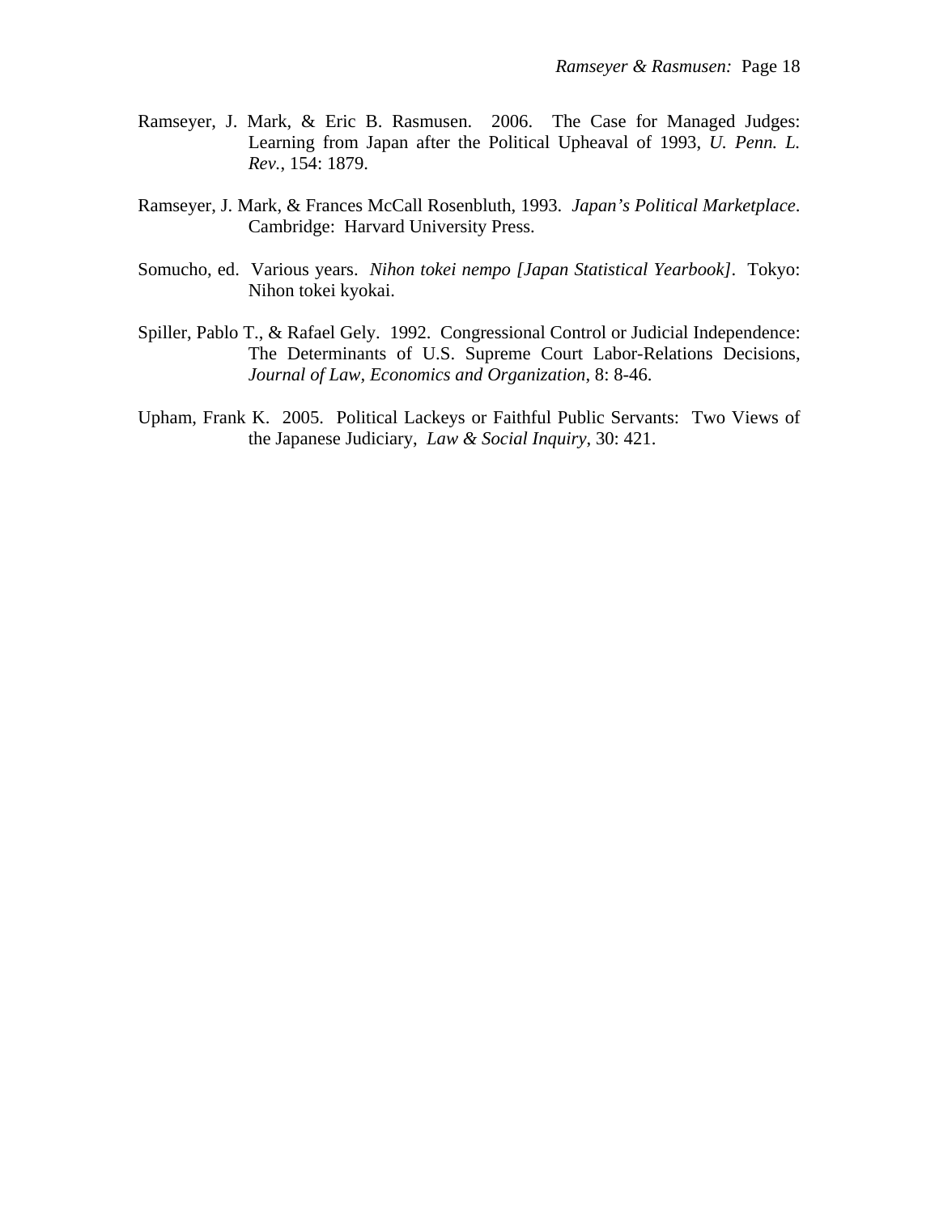Ramseyer, J. Mark, & Eric B. Rasmusen. 2006. The Case for Managed Judges: Learning from Japan after the Political Upheaval of 1993, *U. Penn. L. Rev.*, 154: 1879.

Ramseyer, J. Mark, & Frances McCall Rosenbluth, 1993. *Japan's Political Marketplace*. Cambridge: Harvard University Press.

Somucho, ed. Various years. *Nihon tokei nempo [Japan Statistical Yearbook]*. Tokyo: Nihon tokei kyokai.

Spiller, Pablo T., & Rafael Gely. 1992. Congressional Control or Judicial Independence: The Determinants of U.S. Supreme Court Labor-Relations Decisions, *Journal of Law, Economics and Organization*, 8: 8-46.

Upham, Frank K. 2005. Political Lackeys or Faithful Public Servants: Two Views of the Japanese Judiciary, *Law & Social Inquiry*, 30: 421.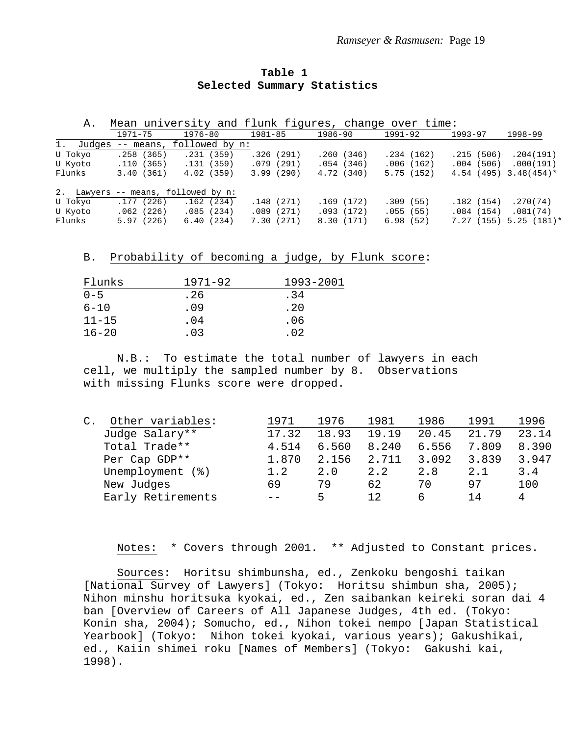## Table 1
## Selected Summary Statistics

A. Mean university and flunk figures, change over time:

| | 1971-75 | 1976-80 | 1981-85 | 1986-90 | 1991-92 | 1993-97 | 1998-99 |
|---|---|---|---|---|---|---|---|
| 1. Judges -- means, followed by n: | | | | | | | |
| U Tokyo | .258 (365) | .231 (359) | .326 (291) | .260 (346) | .234 (162) | .215 (506) | .204(191) |
| U Kyoto | .110 (365) | .131 (359) | .079 (291) | .054 (346) | .006 (162) | .004 (506) | .000(191) |
| Flunks | 3.40 (361) | 4.02 (359) | 3.99 (290) | 4.72 (340) | 5.75 (152) | 4.54 (495) | 3.48(454)* |
| 2. Lawyers -- means, followed by n: | | | | | | | |
| U Tokyo | .177 (226) | .162 (234) | .148 (271) | .169 (172) | .309 (55) | .182 (154) | .270(74) |
| U Kyoto | .062 (226) | .085 (234) | .089 (271) | .093 (172) | .055 (55) | .084 (154) | .081(74) |
| Flunks | 5.97 (226) | 6.40 (234) | 7.30 (271) | 8.30 (171) | 6.98 (52) | 7.27 (155) | 5.25 (181)* |

B. Probability of becoming a judge, by Flunk score:

| Flunks | 1971-92 | 1993-2001 |
|---|---|---|
| 0-5 | .26 | .34 |
| 6-10 | .09 | .20 |
| 11-15 | .04 | .06 |
| 16-20 | .03 | .02 |

N.B.: To estimate the total number of lawyers in each cell, we multiply the sampled number by 8. Observations with missing Flunks score were dropped.

| C. Other variables: | 1971 | 1976 | 1981 | 1986 | 1991 | 1996 |
|---|---|---|---|---|---|---|
| Judge Salary** | 17.32 | 18.93 | 19.19 | 20.45 | 21.79 | 23.14 |
| Total Trade** | 4.514 | 6.560 | 8.240 | 6.556 | 7.809 | 8.390 |
| Per Cap GDP** | 1.870 | 2.156 | 2.711 | 3.092 | 3.839 | 3.947 |
| Unemployment (%) | 1.2 | 2.0 | 2.2 | 2.8 | 2.1 | 3.4 |
| New Judges | 69 | 79 | 62 | 70 | 97 | 100 |
| Early Retirements | -- | 5 | 12 | 6 | 14 | 4 |

Notes: * Covers through 2001. ** Adjusted to Constant prices.

Sources: Horitsu shimbunsha, ed., Zenkoku bengoshi taikan [National Survey of Lawyers] (Tokyo: Horitsu shimbun sha, 2005); Nihon minshu horitsuka kyokai, ed., Zen saibankan keireki soran dai 4 ban [Overview of Careers of All Japanese Judges, 4th ed. (Tokyo: Konin sha, 2004); Somucho, ed., Nihon tokei nempo [Japan Statistical Yearbook] (Tokyo: Nihon tokei kyokai, various years); Gakushikai, ed., Kaiin shimei roku [Names of Members] (Tokyo: Gakushi kai, 1998).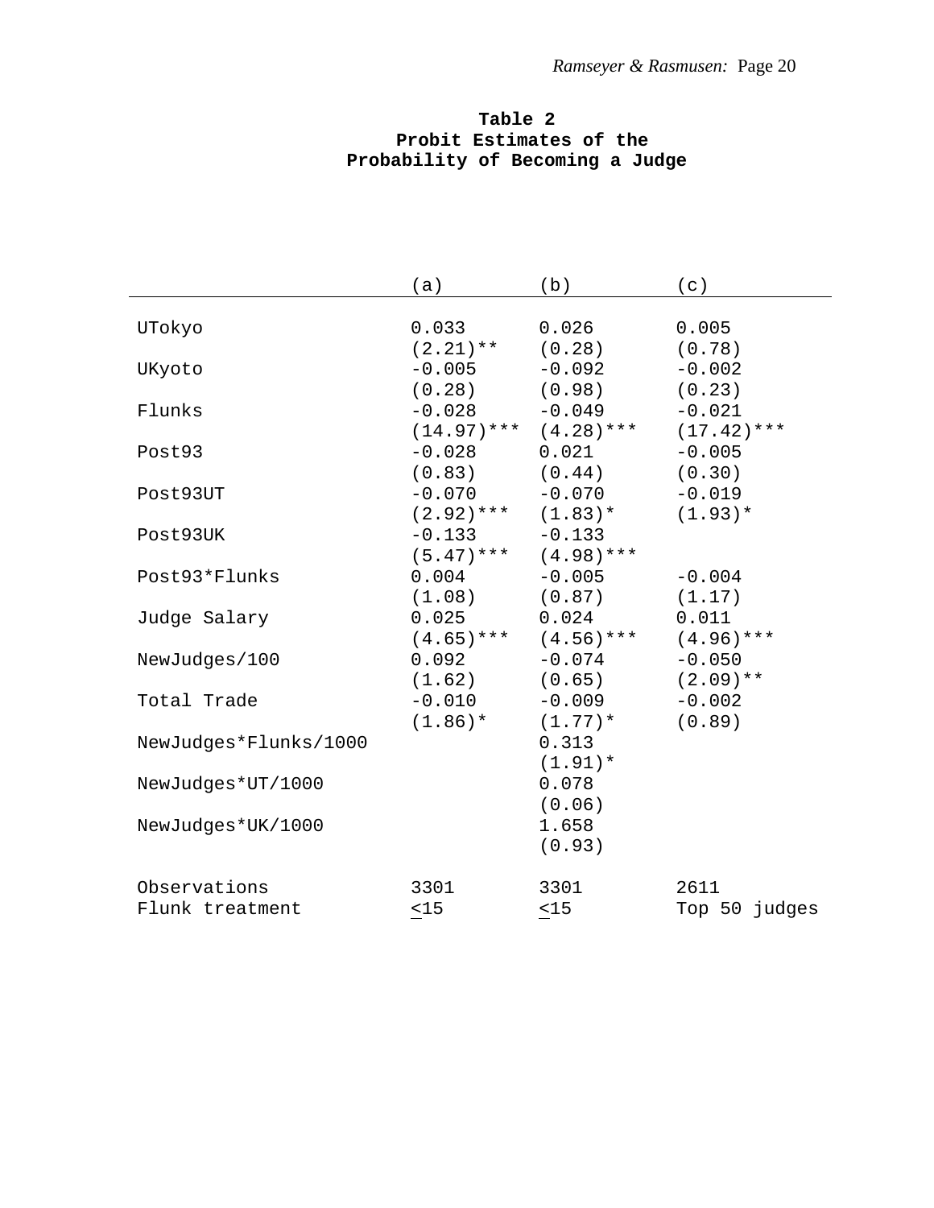**Table 2**
**Probit Estimates of the Probability of Becoming a Judge**

| | (a) | (b) | (c) |
|---|---|---|---|
| UTokyo | 0.033 | 0.026 | 0.005 |
| | (2.21)** | (0.28) | (0.78) |
| UKyoto | -0.005 | -0.092 | -0.002 |
| | (0.28) | (0.98) | (0.23) |
| Flunks | -0.028 | -0.049 | -0.021 |
| | (14.97)*** | (4.28)*** | (17.42)*** |
| Post93 | -0.028 | 0.021 | -0.005 |
| | (0.83) | (0.44) | (0.30) |
| Post93UT | -0.070 | -0.070 | -0.019 |
| | (2.92)*** | (1.83)* | (1.93)* |
| Post93UK | -0.133 | -0.133 | |
| | (5.47)*** | (4.98)*** | |
| Post93*Flunks | 0.004 | -0.005 | -0.004 |
| | (1.08) | (0.87) | (1.17) |
| Judge Salary | 0.025 | 0.024 | 0.011 |
| | (4.65)*** | (4.56)*** | (4.96)*** |
| NewJudges/100 | 0.092 | -0.074 | -0.050 |
| | (1.62) | (0.65) | (2.09)** |
| Total Trade | -0.010 | -0.009 | -0.002 |
| | (1.86)* | (1.77)* | (0.89) |
| NewJudges*Flunks/1000 | | 0.313 | |
| | | (1.91)* | |
| NewJudges*UT/1000 | | 0.078 | |
| | | (0.06) | |
| NewJudges*UK/1000 | | 1.658 | |
| | | (0.93) | |
| Observations | 3301 | 3301 | 2611 |
| Flunk treatment | ≤15 | ≤15 | Top 50 judges |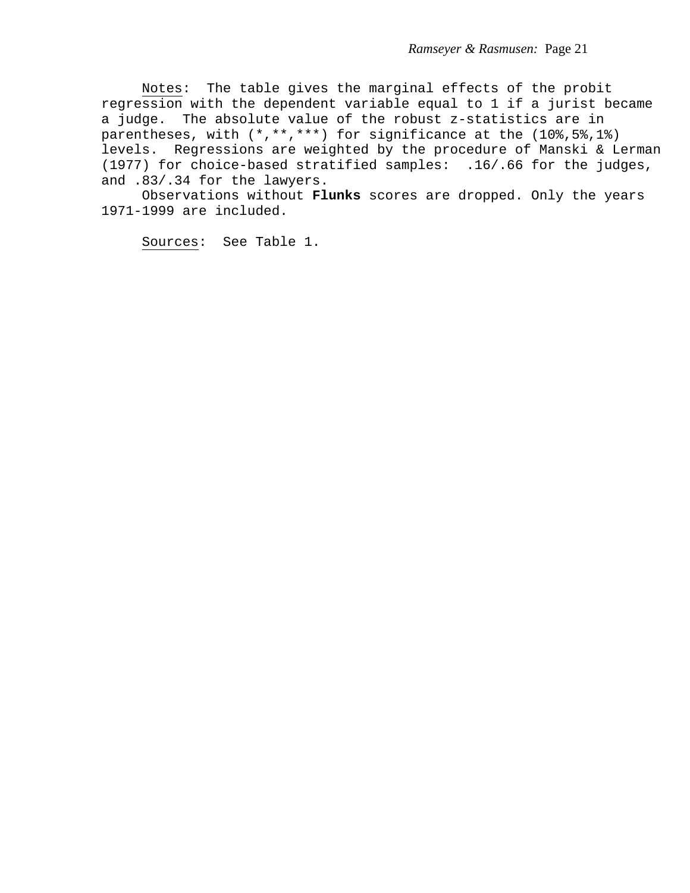Notes: The table gives the marginal effects of the probit regression with the dependent variable equal to 1 if a jurist became a judge. The absolute value of the robust z-statistics are in parentheses, with (*,**,***) for significance at the (10%,5%,1%) levels. Regressions are weighted by the procedure of Manski & Lerman (1977) for choice-based stratified samples: .16/.66 for the judges, and .83/.34 for the lawyers.

Observations without **Flunks** scores are dropped. Only the years 1971-1999 are included.

Sources: See Table 1.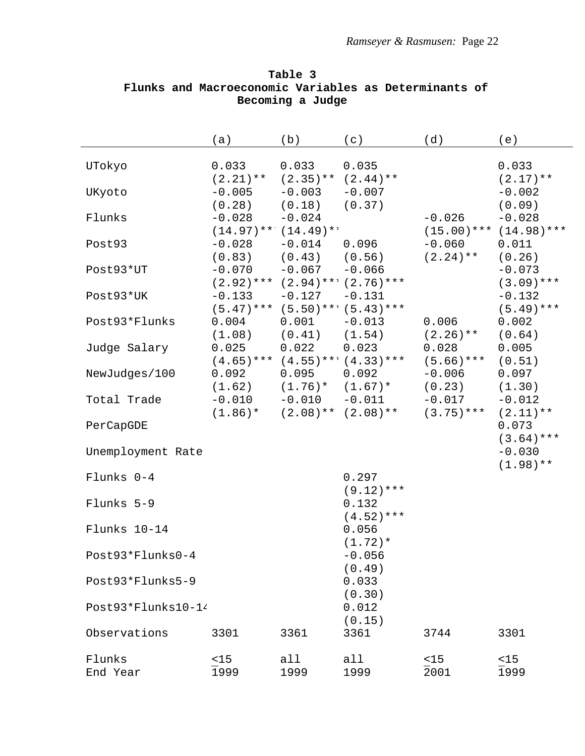**Table 3**
**Flunks and Macroeconomic Variables as Determinants of Becoming a Judge**

| | (a) | (b) | (c) | (d) | (e) |
|---|---|---|---|---|---|
| UTokyo | 0.033 | 0.033 | 0.035 | | 0.033 |
| | (2.21)** | (2.35)** | (2.44)** | | (2.17)** |
| UKyoto | -0.005 | -0.003 | -0.007 | | -0.002 |
| | (0.28) | (0.18) | (0.37) | | (0.09) |
| Flunks | -0.028 | -0.024 | | -0.026 | -0.028 |
| | (14.97)*** | (14.49)*** | | (15.00)*** | (14.98)*** |
| Post93 | -0.028 | -0.014 | 0.096 | -0.060 | 0.011 |
| | (0.83) | (0.43) | (0.56) | (2.24)** | (0.26) |
| Post93*UT | -0.070 | -0.067 | -0.066 | | -0.073 |
| | (2.92)*** | (2.94)*** | (2.76)*** | | (3.09)*** |
| Post93*UK | -0.133 | -0.127 | -0.131 | | -0.132 |
| | (5.47)*** | (5.50)*** | (5.43)*** | | (5.49)*** |
| Post93*Flunks | 0.004 | 0.001 | -0.013 | 0.006 | 0.002 |
| | (1.08) | (0.41) | (1.54) | (2.26)** | (0.64) |
| Judge Salary | 0.025 | 0.022 | 0.023 | 0.028 | 0.005 |
| | (4.65)*** | (4.55)*** | (4.33)*** | (5.66)*** | (0.51) |
| NewJudges/100 | 0.092 | 0.095 | 0.092 | -0.006 | 0.097 |
| | (1.62) | (1.76)* | (1.67)* | (0.23) | (1.30) |
| Total Trade | -0.010 | -0.010 | -0.011 | -0.017 | -0.012 |
| | (1.86)* | (2.08)** | (2.08)** | (3.75)*** | (2.11)** |
| PerCapGDE | | | | | 0.073 |
| | | | | | (3.64)*** |
| Unemployment Rate | | | | | -0.030 |
| | | | | | (1.98)** |
| Flunks 0-4 | | | 0.297 | | |
| | | | (9.12)*** | | |
| Flunks 5-9 | | | 0.132 | | |
| | | | (4.52)*** | | |
| Flunks 10-14 | | | 0.056 | | |
| | | | (1.72)* | | |
| Post93*Flunks0-4 | | | -0.056 | | |
| | | | (0.49) | | |
| Post93*Flunks5-9 | | | 0.033 | | |
| | | | (0.30) | | |
| Post93*Flunks10-14 | | | 0.012 | | |
| | | | (0.15) | | |
| Observations | 3301 | 3361 | 3361 | 3744 | 3301 |
| Flunks | ≤15 | all | all | ≤15 | ≤15 |
| End Year | 1999 | 1999 | 1999 | 2001 | 1999 |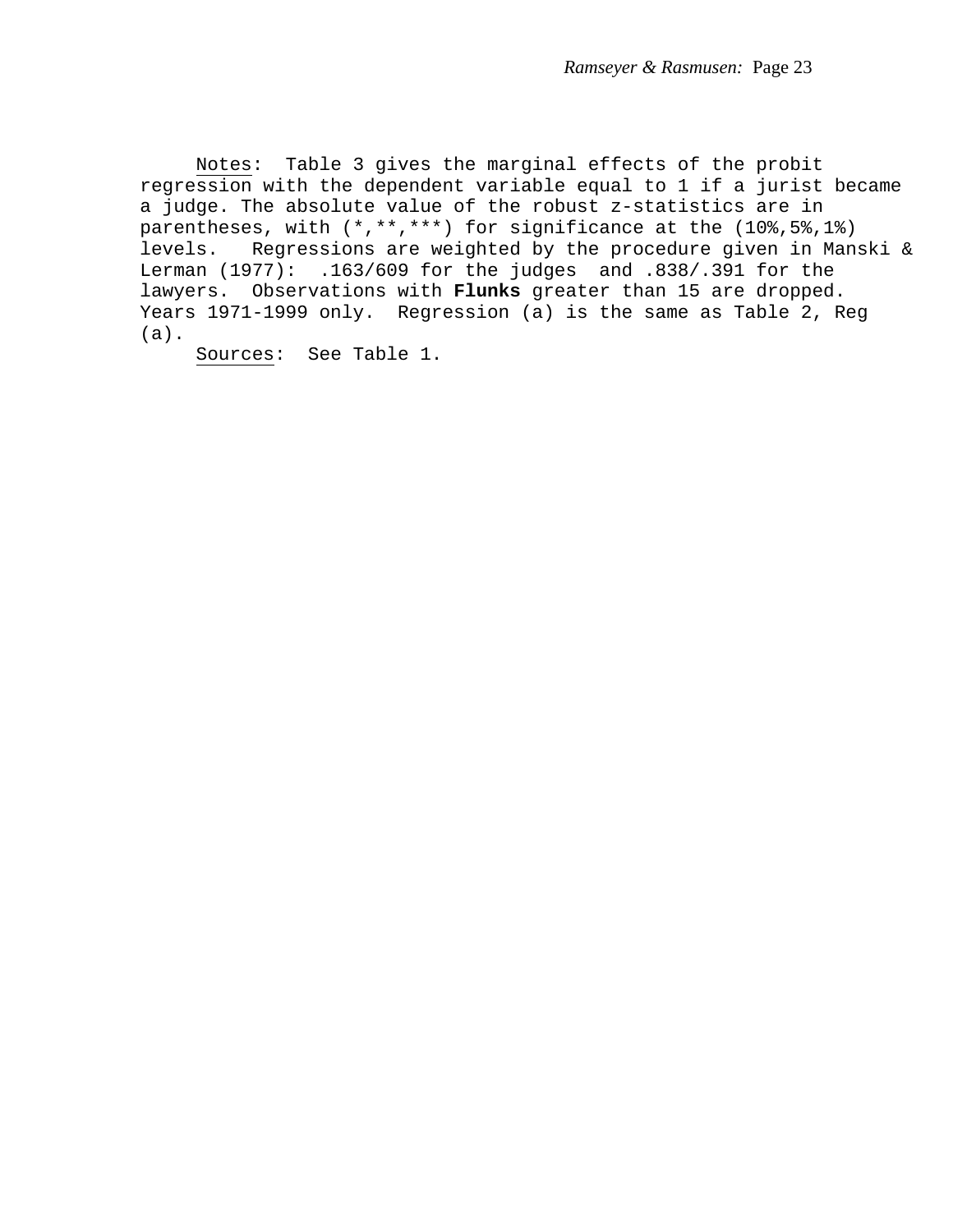Notes: Table 3 gives the marginal effects of the probit regression with the dependent variable equal to 1 if a jurist became a judge. The absolute value of the robust z-statistics are in parentheses, with (*,**,***) for significance at the (10%,5%,1%) levels. Regressions are weighted by the procedure given in Manski & Lerman (1977): .163/609 for the judges and .838/.391 for the lawyers. Observations with **Flunks** greater than 15 are dropped. Years 1971-1999 only. Regression (a) is the same as Table 2, Reg (a).

Sources: See Table 1.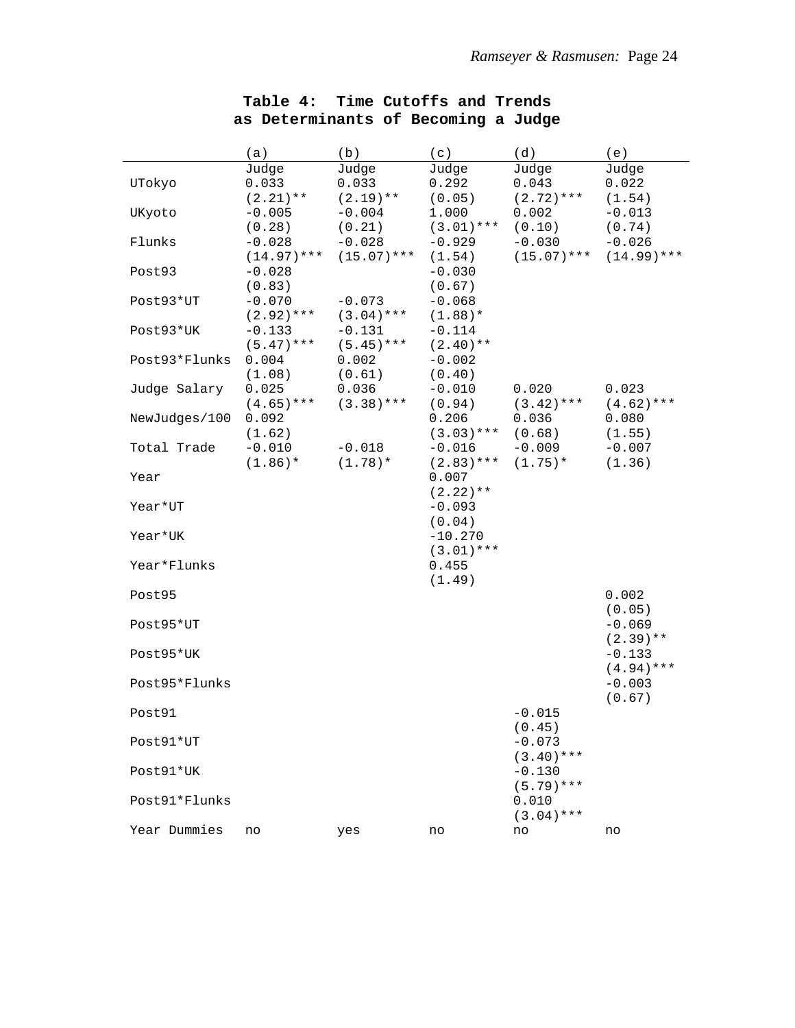# Table 4: Time Cutoffs and Trends as Determinants of Becoming a Judge

| | (a) | (b) | (c) | (d) | (e) |
|---|---|---|---|---|---|
| | Judge | Judge | Judge | Judge | Judge |
| UTokyo | 0.033 | 0.033 | 0.292 | 0.043 | 0.022 |
| | (2.21)** | (2.19)** | (0.05) | (2.72)*** | (1.54) |
| UKyoto | -0.005 | -0.004 | 1.000 | 0.002 | -0.013 |
| | (0.28) | (0.21) | (3.01)*** | (0.10) | (0.74) |
| Flunks | -0.028 | -0.028 | -0.929 | -0.030 | -0.026 |
| | (14.97)*** | (15.07)*** | (1.54) | (15.07)*** | (14.99)*** |
| Post93 | -0.028 | | -0.030 | | |
| | (0.83) | | (0.67) | | |
| Post93*UT | -0.070 | -0.073 | -0.068 | | |
| | (2.92)*** | (3.04)*** | (1.88)* | | |
| Post93*UK | -0.133 | -0.131 | -0.114 | | |
| | (5.47)*** | (5.45)*** | (2.40)** | | |
| Post93*Flunks | 0.004 | 0.002 | -0.002 | | |
| | (1.08) | (0.61) | (0.40) | | |
| Judge Salary | 0.025 | 0.036 | -0.010 | 0.020 | 0.023 |
| | (4.65)*** | (3.38)*** | (0.94) | (3.42)*** | (4.62)*** |
| NewJudges/100 | 0.092 | | 0.206 | 0.036 | 0.080 |
| | (1.62) | | (3.03)*** | (0.68) | (1.55) |
| Total Trade | -0.010 | -0.018 | -0.016 | -0.009 | -0.007 |
| | (1.86)* | (1.78)* | (2.83)*** | (1.75)* | (1.36) |
| Year | | | 0.007 | | |
| | | | (2.22)** | | |
| Year*UT | | | -0.093 | | |
| | | | (0.04) | | |
| Year*UK | | | -10.270 | | |
| | | | (3.01)*** | | |
| Year*Flunks | | | 0.455 | | |
| | | | (1.49) | | |
| Post95 | | | | | 0.002 |
| | | | | | (0.05) |
| Post95*UT | | | | | -0.069 |
| | | | | | (2.39)** |
| Post95*UK | | | | | -0.133 |
| | | | | | (4.94)*** |
| Post95*Flunks | | | | | -0.003 |
| | | | | | (0.67) |
| Post91 | | | | -0.015 | |
| | | | | (0.45) | |
| Post91*UT | | | | -0.073 | |
| | | | | (3.40)*** | |
| Post91*UK | | | | -0.130 | |
| | | | | (5.79)*** | |
| Post91*Flunks | | | | 0.010 | |
| | | | | (3.04)*** | |
| Year Dummies | no | yes | no | no | no |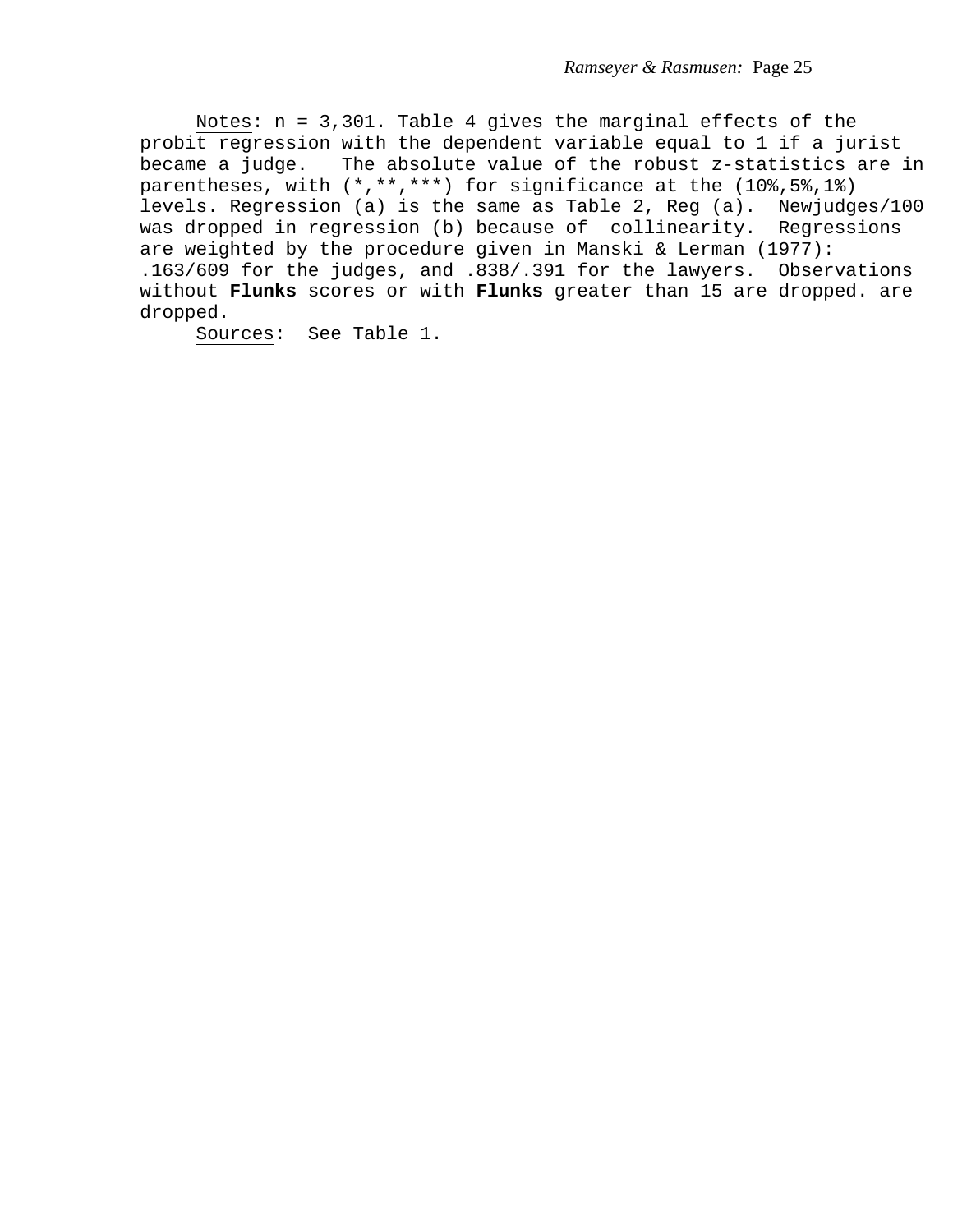Notes: n = 3,301. Table 4 gives the marginal effects of the probit regression with the dependent variable equal to 1 if a jurist became a judge. The absolute value of the robust z-statistics are in parentheses, with (*,**,***) for significance at the (10%,5%,1%) levels. Regression (a) is the same as Table 2, Reg (a). Newjudges/100 was dropped in regression (b) because of collinearity. Regressions are weighted by the procedure given in Manski & Lerman (1977): .163/609 for the judges, and .838/.391 for the lawyers. Observations without **Flunks** scores or with **Flunks** greater than 15 are dropped. are dropped.

Sources: See Table 1.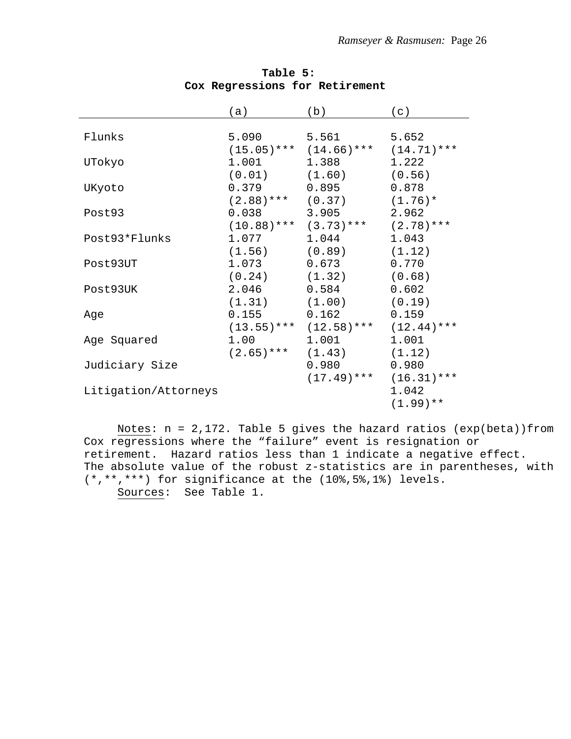**Table 5:**
**Cox Regressions for Retirement**

| | (a) | (b) | (c) |
|---|---|---|---|
| Flunks | 5.090 | 5.561 | 5.652 |
| | (15.05)*** | (14.66)*** | (14.71)*** |
| UTokyo | 1.001 | 1.388 | 1.222 |
| | (0.01) | (1.60) | (0.56) |
| UKyoto | 0.379 | 0.895 | 0.878 |
| | (2.88)*** | (0.37) | (1.76)* |
| Post93 | 0.038 | 3.905 | 2.962 |
| | (10.88)*** | (3.73)*** | (2.78)*** |
| Post93*Flunks | 1.077 | 1.044 | 1.043 |
| | (1.56) | (0.89) | (1.12) |
| Post93UT | 1.073 | 0.673 | 0.770 |
| | (0.24) | (1.32) | (0.68) |
| Post93UK | 2.046 | 0.584 | 0.602 |
| | (1.31) | (1.00) | (0.19) |
| Age | 0.155 | 0.162 | 0.159 |
| | (13.55)*** | (12.58)*** | (12.44)*** |
| Age Squared | 1.00 | 1.001 | 1.001 |
| | (2.65)*** | (1.43) | (1.12) |
| Judiciary Size | | 0.980 | 0.980 |
| | | (17.49)*** | (16.31)*** |
| Litigation/Attorneys | | | 1.042 |
| | | | (1.99)** |

Notes: n = 2,172. Table 5 gives the hazard ratios (exp(beta))from Cox regressions where the "failure" event is resignation or retirement. Hazard ratios less than 1 indicate a negative effect. The absolute value of the robust z-statistics are in parentheses, with (*,**,***) for significance at the (10%,5%,1%) levels.

Sources: See Table 1.